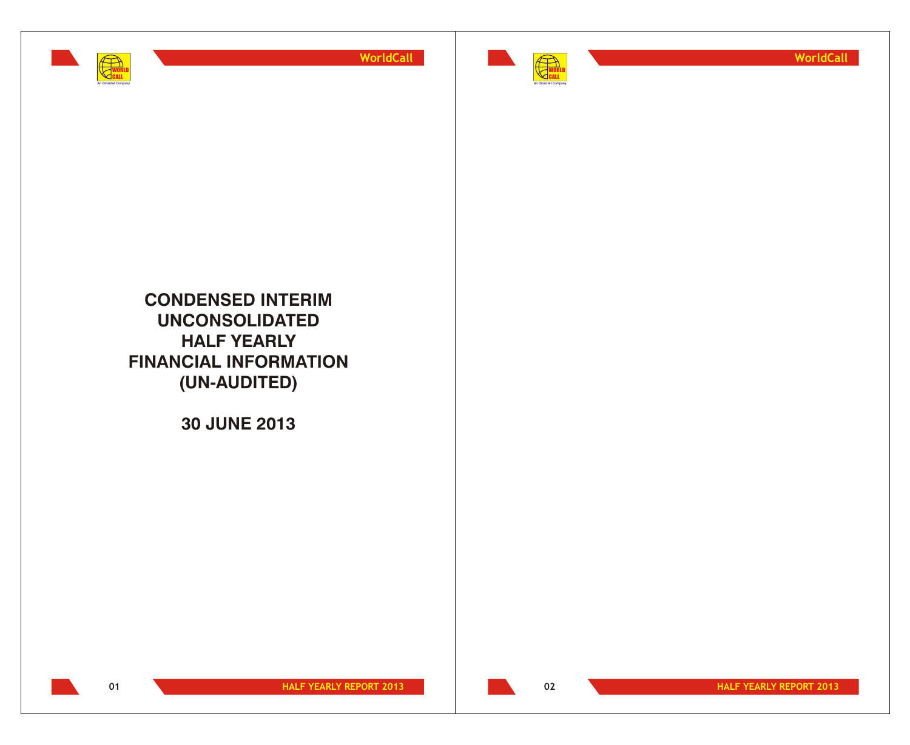# CONDENSED INTERIM UNCONSOLIDATED HALF YEARLY FINANCIAL INFORMATION (UN-AUDITED)

## 30 JUNE 2013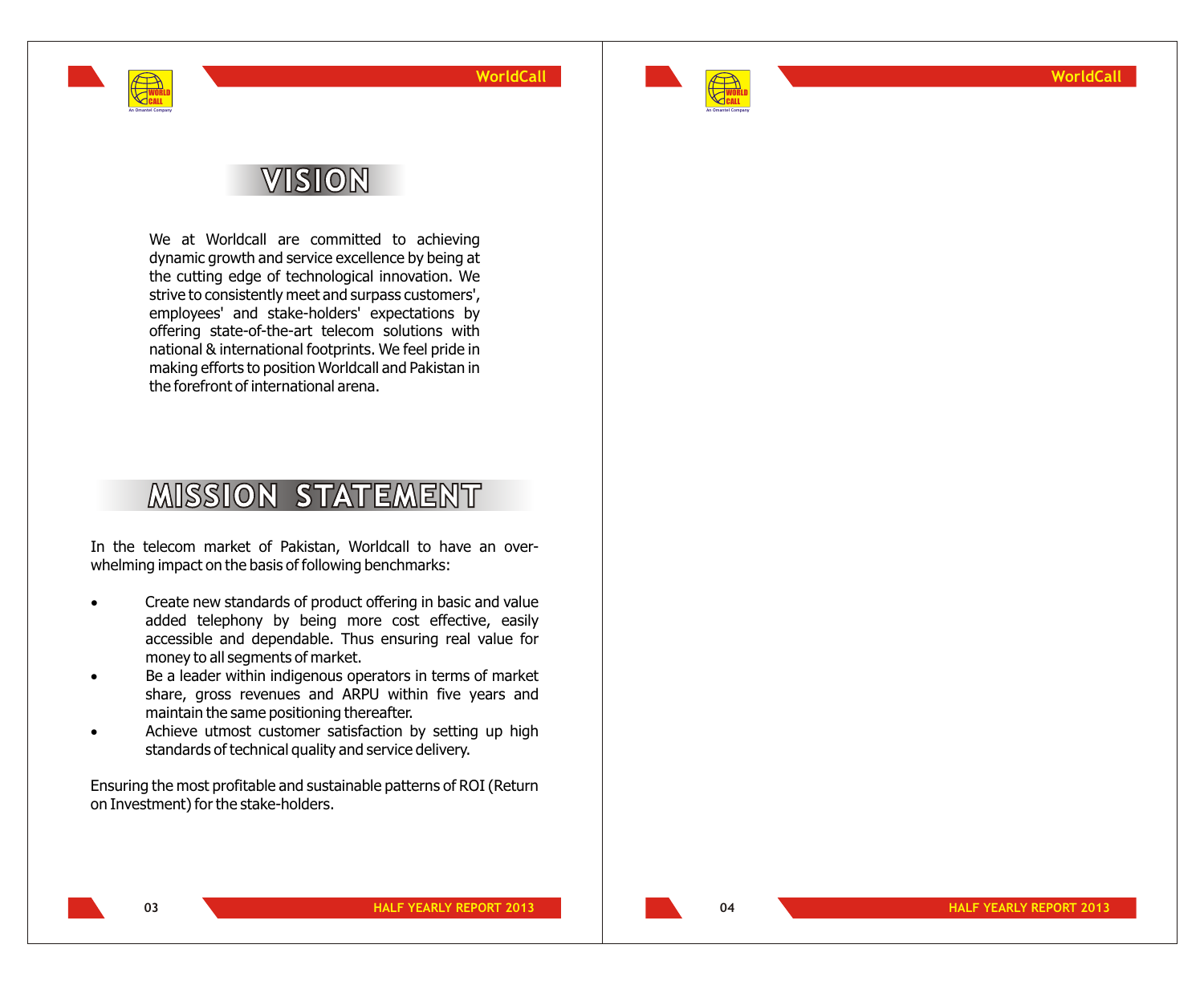# VISION

We at Worldcall are committed to achieving dynamic growth and service excellence by being at the cutting edge of technological innovation. We strive to consistently meet and surpass customers', employees' and stake-holders' expectations by offering state-of-the-art telecom solutions with national & international footprints. We feel pride in making efforts to position Worldcall and Pakistan in the forefront of international arena.

# MISSION STATEMENT

In the telecom market of Pakistan, Worldcall to have an over-whelming impact on the basis of following benchmarks:

- Create new standards of product offering in basic and value added telephony by being more cost effective, easily accessible and dependable. Thus ensuring real value for money to all segments of market.
- Be a leader within indigenous operators in terms of market share, gross revenues and ARPU within five years and maintain the same positioning thereafter.
- Achieve utmost customer satisfaction by setting up high standards of technical quality and service delivery.

Ensuring the most profitable and sustainable patterns of ROI (Return on Investment) for the stake-holders.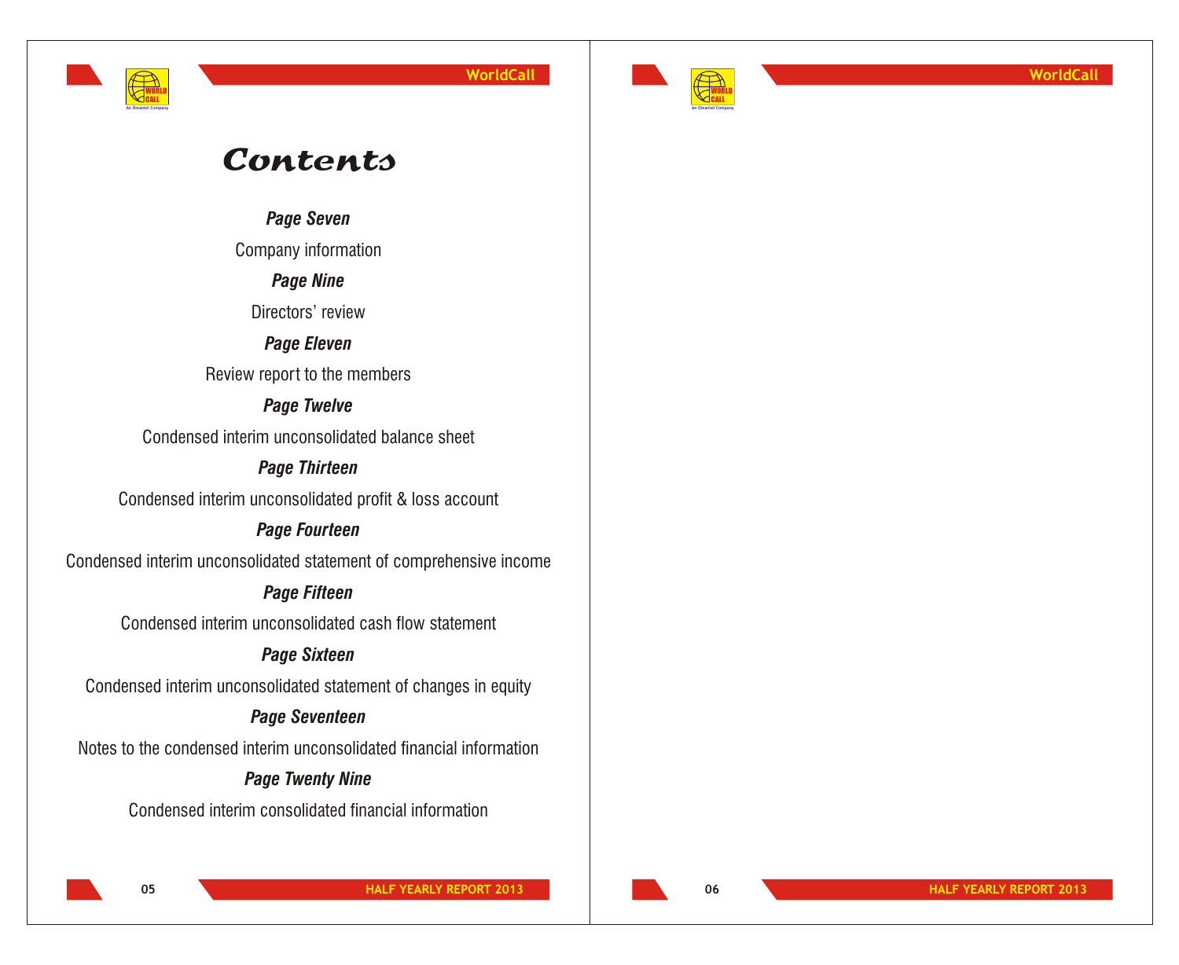# *Contents*

***Page Seven***

Company information

***Page Nine***

Directors' review

***Page Eleven***

Review report to the members

***Page Twelve***

Condensed interim unconsolidated balance sheet

***Page Thirteen***

Condensed interim unconsolidated profit & loss account

***Page Fourteen***

Condensed interim unconsolidated statement of comprehensive income

***Page Fifteen***

Condensed interim unconsolidated cash flow statement

***Page Sixteen***

Condensed interim unconsolidated statement of changes in equity

***Page Seventeen***

Notes to the condensed interim unconsolidated financial information

***Page Twenty Nine***

Condensed interim consolidated financial information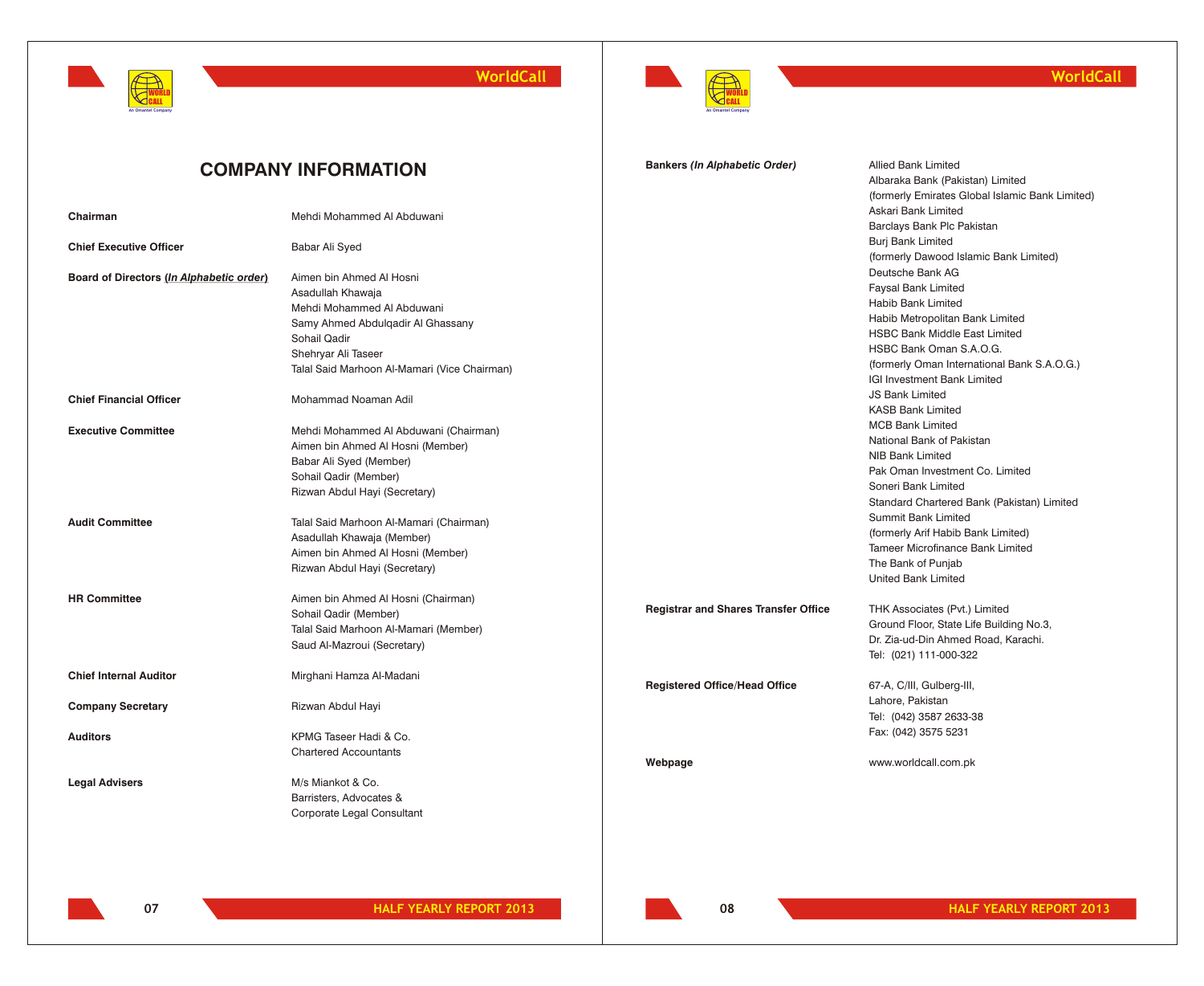# COMPANY INFORMATION

| | |
|---|---|
| **Chairman** | Mehdi Mohammed Al Abduwani |
| **Chief Executive Officer** | Babar Ali Syed |
| **Board of Directors (*In Alphabetic order*)** | Aimen bin Ahmed Al Hosni<br>Asadullah Khawaja<br>Mehdi Mohammed Al Abduwani<br>Samy Ahmed Abdulqadir Al Ghassany<br>Sohail Qadir<br>Shehryar Ali Taseer<br>Talal Said Marhoon Al-Mamari (Vice Chairman) |
| **Chief Financial Officer** | Mohammad Noaman Adil |
| **Executive Committee** | Mehdi Mohammed Al Abduwani (Chairman)<br>Aimen bin Ahmed Al Hosni (Member)<br>Babar Ali Syed (Member)<br>Sohail Qadir (Member)<br>Rizwan Abdul Hayi (Secretary) |
| **Audit Committee** | Talal Said Marhoon Al-Mamari (Chairman)<br>Asadullah Khawaja (Member)<br>Aimen bin Ahmed Al Hosni (Member)<br>Rizwan Abdul Hayi (Secretary) |
| **HR Committee** | Aimen bin Ahmed Al Hosni (Chairman)<br>Sohail Qadir (Member)<br>Talal Said Marhoon Al-Mamari (Member)<br>Saud Al-Mazroui (Secretary) |
| **Chief Internal Auditor** | Mirghani Hamza Al-Madani |
| **Company Secretary** | Rizwan Abdul Hayi |
| **Auditors** | KPMG Taseer Hadi & Co.<br>Chartered Accountants |
| **Legal Advisers** | M/s Miankot & Co.<br>Barristers, Advocates &<br>Corporate Legal Consultant |
| **Bankers (*In Alphabetic Order*)** | Allied Bank Limited<br>Albaraka Bank (Pakistan) Limited<br>(formerly Emirates Global Islamic Bank Limited)<br>Askari Bank Limited<br>Barclays Bank Plc Pakistan<br>Burj Bank Limited<br>(formerly Dawood Islamic Bank Limited)<br>Deutsche Bank AG<br>Faysal Bank Limited<br>Habib Bank Limited<br>Habib Metropolitan Bank Limited<br>HSBC Bank Middle East Limited<br>HSBC Bank Oman S.A.O.G.<br>(formerly Oman International Bank S.A.O.G.)<br>IGI Investment Bank Limited<br>JS Bank Limited<br>KASB Bank Limited<br>MCB Bank Limited<br>National Bank of Pakistan<br>NIB Bank Limited<br>Pak Oman Investment Co. Limited<br>Soneri Bank Limited<br>Standard Chartered Bank (Pakistan) Limited<br>Summit Bank Limited<br>(formerly Arif Habib Bank Limited)<br>Tameer Microfinance Bank Limited<br>The Bank of Punjab<br>United Bank Limited |
| **Registrar and Shares Transfer Office** | THK Associates (Pvt.) Limited<br>Ground Floor, State Life Building No.3,<br>Dr. Zia-ud-Din Ahmed Road, Karachi.<br>Tel: (021) 111-000-322 |
| **Registered Office/Head Office** | 67-A, C/III, Gulberg-III,<br>Lahore, Pakistan<br>Tel: (042) 3587 2633-38<br>Fax: (042) 3575 5231 |
| **Webpage** | www.worldcall.com.pk |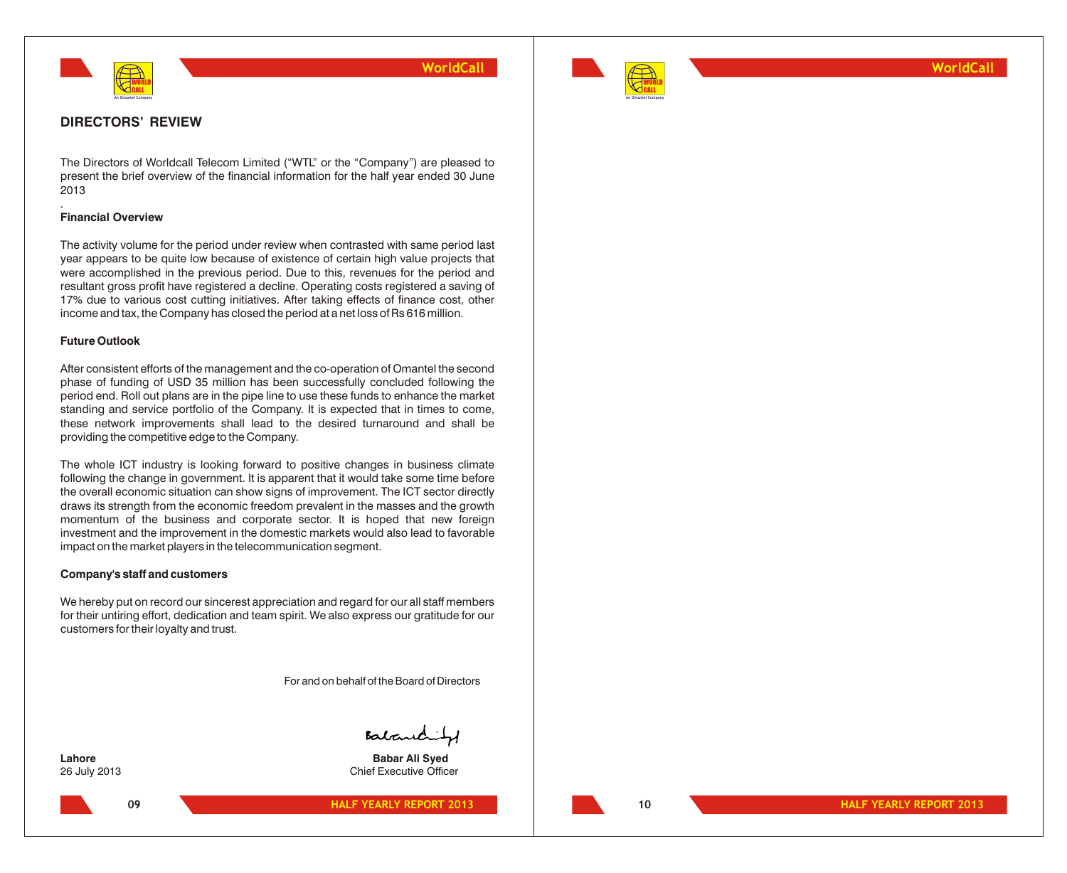## DIRECTORS' REVIEW

The Directors of Worldcall Telecom Limited ("WTL" or the "Company") are pleased to present the brief overview of the financial information for the half year ended 30 June 2013

.

### Financial Overview

The activity volume for the period under review when contrasted with same period last year appears to be quite low because of existence of certain high value projects that were accomplished in the previous period. Due to this, revenues for the period and resultant gross profit have registered a decline. Operating costs registered a saving of 17% due to various cost cutting initiatives. After taking effects of finance cost, other income and tax, the Company has closed the period at a net loss of Rs 616 million.

### Future Outlook

After consistent efforts of the management and the co-operation of Omantel the second phase of funding of USD 35 million has been successfully concluded following the period end. Roll out plans are in the pipe line to use these funds to enhance the market standing and service portfolio of the Company. It is expected that in times to come, these network improvements shall lead to the desired turnaround and shall be providing the competitive edge to the Company.

The whole ICT industry is looking forward to positive changes in business climate following the change in government. It is apparent that it would take some time before the overall economic situation can show signs of improvement. The ICT sector directly draws its strength from the economic freedom prevalent in the masses and the growth momentum of the business and corporate sector. It is hoped that new foreign investment and the improvement in the domestic markets would also lead to favorable impact on the market players in the telecommunication segment.

### Company's staff and customers

We hereby put on record our sincerest appreciation and regard for our all staff members for their untiring effort, dedication and team spirit. We also express our gratitude for our customers for their loyalty and trust.

For and on behalf of the Board of Directors

**Lahore**
26 July 2013

**Babar Ali Syed**
Chief Executive Officer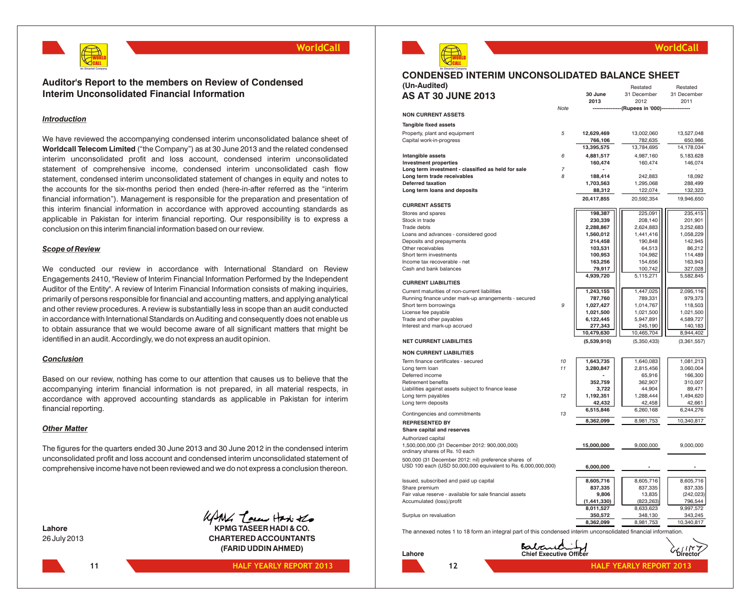## Auditor's Report to the members on Review of Condensed Interim Unconsolidated Financial Information

***Introduction***

We have reviewed the accompanying condensed interim unconsolidated balance sheet of **Worldcall Telecom Limited** ("the Company") as at 30 June 2013 and the related condensed interim unconsolidated profit and loss account, condensed interim unconsolidated statement of comprehensive income, condensed interim unconsolidated cash flow statement, condensed interim unconsolidated statement of changes in equity and notes to the accounts for the six-months period then ended (here-in-after referred as the "interim financial information"). Management is responsible for the preparation and presentation of this interim financial information in accordance with approved accounting standards as applicable in Pakistan for interim financial reporting. Our responsibility is to express a conclusion on this interim financial information based on our review.

***Scope of Review***

We conducted our review in accordance with International Standard on Review Engagements 2410, "Review of Interim Financial Information Performed by the Independent Auditor of the Entity". A review of Interim Financial Information consists of making inquiries, primarily of persons responsible for financial and accounting matters, and applying analytical and other review procedures. A review is substantially less in scope than an audit conducted in accordance with International Standards on Auditing and consequently does not enable us to obtain assurance that we would become aware of all significant matters that might be identified in an audit. Accordingly, we do not express an audit opinion.

***Conclusion***

Based on our review, nothing has come to our attention that causes us to believe that the accompanying interim financial information is not prepared, in all material respects, in accordance with approved accounting standards as applicable in Pakistan for interim financial reporting.

***Other Matter***

The figures for the quarters ended 30 June 2013 and 30 June 2012 in the condensed interim unconsolidated profit and loss account and condensed interim unconsolidated statement of comprehensive income have not been reviewed and we do not express a conclusion thereon.

**Lahore**
26 July 2013

**KPMG TASEER HADI & CO.**
**CHARTERED ACCOUNTANTS**
**(FARID UDDIN AHMED)**

## CONDENSED INTERIM UNCONSOLIDATED BALANCE SHEET (Un-Audited) AS AT 30 JUNE 2013

| | Note | 30 June 2013 | Restated 31 December 2012 | Restated 31 December 2011 |
|---|---|---|---|---|
| | | ----------------(Rupees in '000)---------------- | | |
| **NON CURRENT ASSETS** | | | | |
| **Tangible fixed assets** | | | | |
| Property, plant and equipment | 5 | **12,629,469** | 13,002,060 | 13,527,048 |
| Capital work-in-progress | | **766,106** | 782,635 | 650,986 |
| | | **13,395,575** | 13,784,695 | 14,178,034 |
| **Intangible assets** | 6 | **4,881,517** | 4,987,160 | 5,183,628 |
| **Investment properties** | | **160,474** | 160,474 | 146,074 |
| **Long term investment - classified as held for sale** | 7 | **-** | - | - |
| **Long term trade receivables** | 8 | **188,414** | 242,883 | 18,092 |
| **Deferred taxation** | | **1,703,563** | 1,295,068 | 288,499 |
| **Long term loans and deposits** | | **88,312** | 122,074 | 132,323 |
| | | **20,417,855** | 20,592,354 | 19,946,650 |
| **CURRENT ASSETS** | | | | |
| Stores and spares | | **198,387** | 225,091 | 235,415 |
| Stock in trade | | **230,339** | 208,140 | 201,901 |
| Trade debts | | **2,288,867** | 2,624,883 | 3,252,683 |
| Loans and advances - considered good | | **1,560,012** | 1,441,416 | 1,058,229 |
| Deposits and prepayments | | **214,458** | 190,848 | 142,945 |
| Other receivables | | **103,531** | 64,513 | 86,212 |
| Short term investments | | **100,953** | 104,982 | 114,489 |
| Income tax recoverable - net | | **163,256** | 154,656 | 163,943 |
| Cash and bank balances | | **79,917** | 100,742 | 327,028 |
| | | **4,939,720** | 5,115,271 | 5,582,845 |
| **CURRENT LIABILITIES** | | | | |
| Current maturities of non-current liabilities | | **1,243,155** | 1,447,025 | 2,095,116 |
| Running finance under mark-up arrangements - secured | | **787,760** | 789,331 | 979,373 |
| Short term borrowings | 9 | **1,027,427** | 1,014,767 | 118,503 |
| License fee payable | | **1,021,500** | 1,021,500 | 1,021,500 |
| Trade and other payables | | **6,122,445** | 5,947,891 | 4,589,727 |
| Interest and mark-up accrued | | **277,343** | 245,190 | 140,183 |
| | | **10,479,630** | 10,465,704 | 8,944,402 |
| **NET CURRENT LIABILITIES** | | **(5,539,910)** | (5,350,433) | (3,361,557) |
| **NON CURRENT LIABILITIES** | | | | |
| Term finance certificates - secured | 10 | **1,643,735** | 1,640,083 | 1,081,213 |
| Long term loan | 11 | **3,280,847** | 2,815,456 | 3,060,004 |
| Deferred income | | **-** | 65,916 | 166,300 |
| Retirement benefits | | **352,759** | 362,907 | 310,007 |
| Liabilities against assets subject to finance lease | | **3,722** | 44,904 | 89,471 |
| Long term payables | 12 | **1,192,351** | 1,288,444 | 1,494,620 |
| Long term deposits | | **42,432** | 42,458 | 42,661 |
| | | **6,515,846** | 6,260,168 | 6,244,276 |
| Contingencies and commitments | 13 | | | |
| | | **8,362,099** | 8,981,753 | 10,340,817 |
| **REPRESENTED BY** | | | | |
| **Share capital and reserves** | | | | |
| Authorized capital | | | | |
| 1,500,000,000 (31 December 2012: 900,000,000) ordinary shares of Rs. 10 each | | **15,000,000** | 9,000,000 | 9,000,000 |
| 500,000 (31 December 2012: nil) preference shares of USD 100 each (USD 50,000,000 equivalent to Rs. 6,000,000,000) | | **6,000,000** | - | - |
| Issued, subscribed and paid up capital | | **8,605,716** | 8,605,716 | 8,605,716 |
| Share premium | | **837,335** | 837,335 | 837,335 |
| Fair value reserve - available for sale financial assets | | **9,806** | 13,835 | (242,023) |
| Accumulated (loss)/profit | | **(1,441,330)** | (823,263) | 796,544 |
| | | **8,011,527** | 8,633,623 | 9,997,572 |
| Surplus on revaluation | | **350,572** | 348,130 | 343,245 |
| | | **8,362,099** | 8,981,753 | 10,340,817 |

The annexed notes 1 to 18 form an integral part of this condensed interim unconsolidated financial information.

**Lahore**

**Chief Executive Officer** **Director**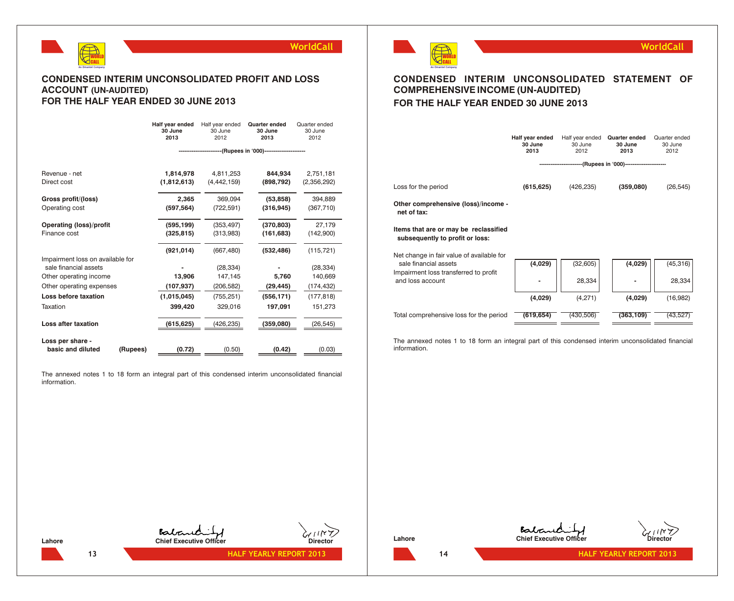## CONDENSED INTERIM UNCONSOLIDATED PROFIT AND LOSS ACCOUNT (UN-AUDITED)
## FOR THE HALF YEAR ENDED 30 JUNE 2013

| | Half year ended 30 June 2013 | Half year ended 30 June 2012 | Quarter ended 30 June 2013 | Quarter ended 30 June 2012 |
|---|---|---|---|---|
| | (Rupees in '000) | | | |
| Revenue - net | **1,814,978** | 4,811,253 | **844,934** | 2,751,181 |
| Direct cost | **(1,812,613)** | (4,442,159) | **(898,792)** | (2,356,292) |
| **Gross profit/(loss)** | **2,365** | 369,094 | **(53,858)** | 394,889 |
| Operating cost | **(597,564)** | (722,591) | **(316,945)** | (367,710) |
| **Operating (loss)/profit** | **(595,199)** | (353,497) | **(370,803)** | 27,179 |
| Finance cost | **(325,815)** | (313,983) | **(161,683)** | (142,900) |
| | **(921,014)** | (667,480) | **(532,486)** | (115,721) |
| Impairment loss on available for sale financial assets | **-** | (28,334) | **-** | (28,334) |
| Other operating income | **13,906** | 147,145 | **5,760** | 140,669 |
| Other operating expenses | **(107,937)** | (206,582) | **(29,445)** | (174,432) |
| **Loss before taxation** | **(1,015,045)** | (755,251) | **(556,171)** | (177,818) |
| Taxation | **399,420** | 329,016 | **197,091** | 151,273 |
| **Loss after taxation** | **(615,625)** | (426,235) | **(359,080)** | (26,545) |
| **Loss per share - basic and diluted (Rupees)** | **(0.72)** | (0.50) | **(0.42)** | (0.03) |

The annexed notes 1 to 18 form an integral part of this condensed interim unconsolidated financial information.

Lahore

Chief Executive Officer — Director

## CONDENSED INTERIM UNCONSOLIDATED STATEMENT OF COMPREHENSIVE INCOME (UN-AUDITED)
## FOR THE HALF YEAR ENDED 30 JUNE 2013

| | Half year ended 30 June 2013 | Half year ended 30 June 2012 | Quarter ended 30 June 2013 | Quarter ended 30 June 2012 |
|---|---|---|---|---|
| | (Rupees in '000) | | | |
| Loss for the period | **(615,625)** | (426,235) | **(359,080)** | (26,545) |
| **Other comprehensive (loss)/income - net of tax:** | | | | |
| **Items that are or may be reclassified subsequently to profit or loss:** | | | | |
| Net change in fair value of available for sale financial assets | **(4,029)** | (32,605) | **(4,029)** | (45,316) |
| Impairment loss transferred to profit and loss account | **-** | 28,334 | **-** | 28,334 |
| | **(4,029)** | (4,271) | **(4,029)** | (16,982) |
| Total comprehensive loss for the period | **(619,654)** | (430,506) | **(363,109)** | (43,527) |

The annexed notes 1 to 18 form an integral part of this condensed interim unconsolidated financial information.

Lahore

Chief Executive Officer — Director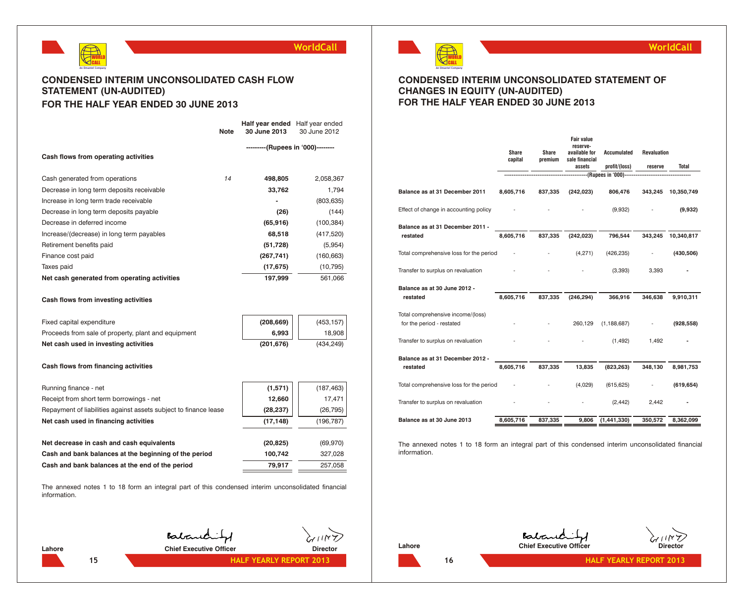# CONDENSED INTERIM UNCONSOLIDATED CASH FLOW STATEMENT (UN-AUDITED)

## FOR THE HALF YEAR ENDED 30 JUNE 2013

| | Note | Half year ended 30 June 2013 | Half year ended 30 June 2012 |
|---|---|---|---|
| | | ---------(Rupees in '000)-------- | |
| **Cash flows from operating activities** | | | |
| Cash generated from operations | *14* | **498,805** | 2,058,367 |
| Decrease in long term deposits receivable | | **33,762** | 1,794 |
| Increase in long term trade receivable | | **-** | (803,635) |
| Decrease in long term deposits payable | | **(26)** | (144) |
| Decrease in deferred income | | **(65,916)** | (100,384) |
| Increase/(decrease) in long term payables | | **68,518** | (417,520) |
| Retirement benefits paid | | **(51,728)** | (5,954) |
| Finance cost paid | | **(267,741)** | (160,663) |
| Taxes paid | | **(17,675)** | (10,795) |
| **Net cash generated from operating activities** | | **197,999** | 561,066 |
| **Cash flows from investing activities** | | | |
| Fixed capital expenditure | | **(208,669)** | (453,157) |
| Proceeds from sale of property, plant and equipment | | **6,993** | 18,908 |
| **Net cash used in investing activities** | | **(201,676)** | (434,249) |
| **Cash flows from financing activities** | | | |
| Running finance - net | | **(1,571)** | (187,463) |
| Receipt from short term borrowings - net | | **12,660** | 17,471 |
| Repayment of liabilities against assets subject to finance lease | | **(28,237)** | (26,795) |
| **Net cash used in financing activities** | | **(17,148)** | (196,787) |
| **Net decrease in cash and cash equivalents** | | **(20,825)** | (69,970) |
| **Cash and bank balances at the beginning of the period** | | **100,742** | 327,028 |
| **Cash and bank balances at the end of the period** | | **79,917** | 257,058 |

The annexed notes 1 to 18 form an integral part of this condensed interim unconsolidated financial information.

**Lahore** | **Chief Executive Officer** | **Director**

# CONDENSED INTERIM UNCONSOLIDATED STATEMENT OF CHANGES IN EQUITY (UN-AUDITED)

## FOR THE HALF YEAR ENDED 30 JUNE 2013

| | Share capital | Share premium | Fair value reserve-available for sale financial assets | Accumulated profit/(loss) | Revaluation reserve | Total |
|---|---|---|---|---|---|---|
| | ----------------------------------------------(Rupees in '000)---------------------------------- | | | | | |
| **Balance as at 31 December 2011** | **8,605,716** | **837,335** | **(242,023)** | **806,476** | **343,245** | **10,350,749** |
| Effect of change in accounting policy | - | - | - | (9,932) | - | **(9,932)** |
| **Balance as at 31 December 2011 - restated** | **8,605,716** | **837,335** | **(242,023)** | **796,544** | **343,245** | **10,340,817** |
| Total comprehensive loss for the period | - | - | (4,271) | (426,235) | - | **(430,506)** |
| Transfer to surplus on revaluation | - | - | - | (3,393) | 3,393 | **-** |
| **Balance as at 30 June 2012 - restated** | **8,605,716** | **837,335** | **(246,294)** | **366,916** | **346,638** | **9,910,311** |
| Total comprehensive income/(loss) for the period - restated | - | - | 260,129 | (1,188,687) | - | **(928,558)** |
| Transfer to surplus on revaluation | - | - | - | (1,492) | 1,492 | **-** |
| **Balance as at 31 December 2012 - restated** | **8,605,716** | **837,335** | **13,835** | **(823,263)** | **348,130** | **8,981,753** |
| Total comprehensive loss for the period | - | - | (4,029) | (615,625) | - | **(619,654)** |
| Transfer to surplus on revaluation | - | - | - | (2,442) | 2,442 | **-** |
| **Balance as at 30 June 2013** | **8,605,716** | **837,335** | **9,806** | **(1,441,330)** | **350,572** | **8,362,099** |

The annexed notes 1 to 18 form an integral part of this condensed interim unconsolidated financial information.

**Lahore** | **Chief Executive Officer** | **Director**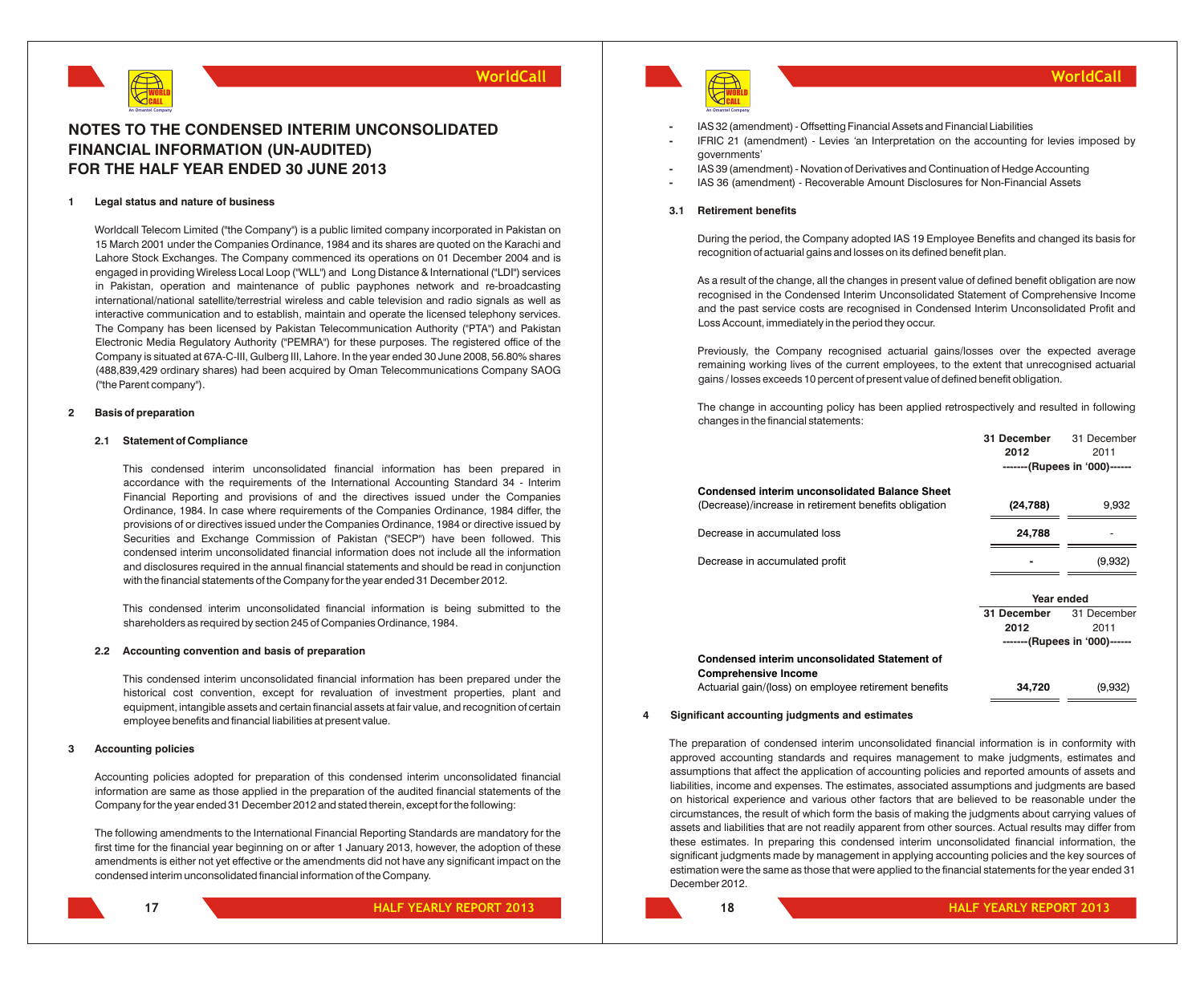# NOTES TO THE CONDENSED INTERIM UNCONSOLIDATED FINANCIAL INFORMATION (UN-AUDITED) FOR THE HALF YEAR ENDED 30 JUNE 2013

## 1 Legal status and nature of business

Worldcall Telecom Limited ("the Company") is a public limited company incorporated in Pakistan on 15 March 2001 under the Companies Ordinance, 1984 and its shares are quoted on the Karachi and Lahore Stock Exchanges. The Company commenced its operations on 01 December 2004 and is engaged in providing Wireless Local Loop ("WLL") and Long Distance & International ("LDI") services in Pakistan, operation and maintenance of public payphones network and re-broadcasting international/national satellite/terrestrial wireless and cable television and radio signals as well as interactive communication and to establish, maintain and operate the licensed telephony services. The Company has been licensed by Pakistan Telecommunication Authority ("PTA") and Pakistan Electronic Media Regulatory Authority ("PEMRA") for these purposes. The registered office of the Company is situated at 67A-C-III, Gulberg III, Lahore. In the year ended 30 June 2008, 56.80% shares (488,839,429 ordinary shares) had been acquired by Oman Telecommunications Company SAOG ("the Parent company").

## 2 Basis of preparation

### 2.1 Statement of Compliance

This condensed interim unconsolidated financial information has been prepared in accordance with the requirements of the International Accounting Standard 34 - Interim Financial Reporting and provisions of and the directives issued under the Companies Ordinance, 1984. In case where requirements of the Companies Ordinance, 1984 differ, the provisions of or directives issued under the Companies Ordinance, 1984 or directive issued by Securities and Exchange Commission of Pakistan ("SECP") have been followed. This condensed interim unconsolidated financial information does not include all the information and disclosures required in the annual financial statements and should be read in conjunction with the financial statements of the Company for the year ended 31 December 2012.

This condensed interim unconsolidated financial information is being submitted to the shareholders as required by section 245 of Companies Ordinance, 1984.

### 2.2 Accounting convention and basis of preparation

This condensed interim unconsolidated financial information has been prepared under the historical cost convention, except for revaluation of investment properties, plant and equipment, intangible assets and certain financial assets at fair value, and recognition of certain employee benefits and financial liabilities at present value.

## 3 Accounting policies

Accounting policies adopted for preparation of this condensed interim unconsolidated financial information are same as those applied in the preparation of the audited financial statements of the Company for the year ended 31 December 2012 and stated therein, except for the following:

The following amendments to the International Financial Reporting Standards are mandatory for the first time for the financial year beginning on or after 1 January 2013, however, the adoption of these amendments is either not yet effective or the amendments did not have any significant impact on the condensed interim unconsolidated financial information of the Company.

- IAS 32 (amendment) - Offsetting Financial Assets and Financial Liabilities
- IFRIC 21 (amendment) - Levies 'an Interpretation on the accounting for levies imposed by governments'
- IAS 39 (amendment) - Novation of Derivatives and Continuation of Hedge Accounting
- IAS 36 (amendment) - Recoverable Amount Disclosures for Non-Financial Assets

### 3.1 Retirement benefits

During the period, the Company adopted IAS 19 Employee Benefits and changed its basis for recognition of actuarial gains and losses on its defined benefit plan.

As a result of the change, all the changes in present value of defined benefit obligation are now recognised in the Condensed Interim Unconsolidated Statement of Comprehensive Income and the past service costs are recognised in Condensed Interim Unconsolidated Profit and Loss Account, immediately in the period they occur.

Previously, the Company recognised actuarial gains/losses over the expected average remaining working lives of the current employees, to the extent that unrecognised actuarial gains / losses exceeds 10 percent of present value of defined benefit obligation.

The change in accounting policy has been applied retrospectively and resulted in following changes in the financial statements:

| | 31 December 2012 | 31 December 2011 |
|---|---|---|
| | -------(Rupees in '000)------ | |
| **Condensed interim unconsolidated Balance Sheet** | | |
| (Decrease)/increase in retirement benefits obligation | **(24,788)** | 9,932 |
| Decrease in accumulated loss | **24,788** | - |
| Decrease in accumulated profit | **-** | (9,932) |

| | Year ended | |
|---|---|---|
| | 31 December 2012 | 31 December 2011 |
| | -------(Rupees in '000)------ | |
| **Condensed interim unconsolidated Statement of Comprehensive Income** | | |
| Actuarial gain/(loss) on employee retirement benefits | **34,720** | (9,932) |

## 4 Significant accounting judgments and estimates

The preparation of condensed interim unconsolidated financial information is in conformity with approved accounting standards and requires management to make judgments, estimates and assumptions that affect the application of accounting policies and reported amounts of assets and liabilities, income and expenses. The estimates, associated assumptions and judgments are based on historical experience and various other factors that are believed to be reasonable under the circumstances, the result of which form the basis of making the judgments about carrying values of assets and liabilities that are not readily apparent from other sources. Actual results may differ from these estimates. In preparing this condensed interim unconsolidated financial information, the significant judgments made by management in applying accounting policies and the key sources of estimation were the same as those that were applied to the financial statements for the year ended 31 December 2012.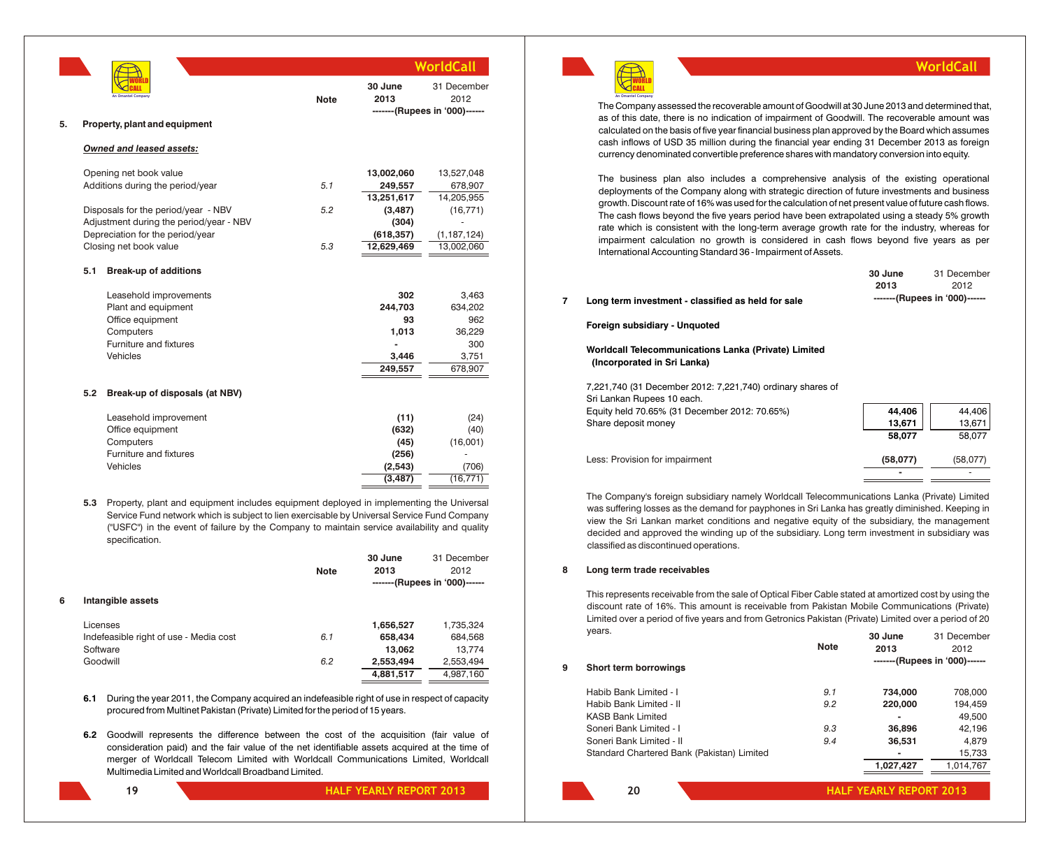| | Note | 30 June 2013 | 31 December 2012 |
|---|---|---|---|
| | | -------(Rupees in '000)------ | |

## 5. Property, plant and equipment

***Owned and leased assets:***

| | Note | 30 June 2013 | 31 December 2012 |
|---|---|---|---|
| Opening net book value | | **13,002,060** | 13,527,048 |
| Additions during the period/year | 5.1 | **249,557** | 678,907 |
| | | **13,251,617** | 14,205,955 |
| Disposals for the period/year - NBV | 5.2 | **(3,487)** | (16,771) |
| Adjustment during the period/year - NBV | | **(304)** | - |
| Depreciation for the period/year | | **(618,357)** | (1,187,124) |
| Closing net book value | 5.3 | **12,629,469** | 13,002,060 |

### 5.1 Break-up of additions

| | 30 June 2013 | 31 December 2012 |
|---|---|---|
| Leasehold improvements | **302** | 3,463 |
| Plant and equipment | **244,703** | 634,202 |
| Office equipment | **93** | 962 |
| Computers | **1,013** | 36,229 |
| Furniture and fixtures | **-** | 300 |
| Vehicles | **3,446** | 3,751 |
| | **249,557** | 678,907 |

### 5.2 Break-up of disposals (at NBV)

| | 30 June 2013 | 31 December 2012 |
|---|---|---|
| Leasehold improvement | **(11)** | (24) |
| Office equipment | **(632)** | (40) |
| Computers | **(45)** | (16,001) |
| Furniture and fixtures | **(256)** | - |
| Vehicles | **(2,543)** | (706) |
| | **(3,487)** | (16,771) |

**5.3** Property, plant and equipment includes equipment deployed in implementing the Universal Service Fund network which is subject to lien exercisable by Universal Service Fund Company ("USFC") in the event of failure by the Company to maintain service availability and quality specification.

## 6 Intangible assets

| | Note | 30 June 2013 | 31 December 2012 |
|---|---|---|---|
| | | -------(Rupees in '000)------ | |
| Licenses | | **1,656,527** | 1,735,324 |
| Indefeasible right of use - Media cost | 6.1 | **658,434** | 684,568 |
| Software | | **13,062** | 13,774 |
| Goodwill | 6.2 | **2,553,494** | 2,553,494 |
| | | **4,881,517** | 4,987,160 |

**6.1** During the year 2011, the Company acquired an indefeasible right of use in respect of capacity procured from Multinet Pakistan (Private) Limited for the period of 15 years.

**6.2** Goodwill represents the difference between the cost of the acquisition (fair value of consideration paid) and the fair value of the net identifiable assets acquired at the time of merger of Worldcall Telecom Limited with Worldcall Communications Limited, Worldcall Multimedia Limited and Worldcall Broadband Limited.

The Company assessed the recoverable amount of Goodwill at 30 June 2013 and determined that, as of this date, there is no indication of impairment of Goodwill. The recoverable amount was calculated on the basis of five year financial business plan approved by the Board which assumes cash inflows of USD 35 million during the financial year ending 31 December 2013 as foreign currency denominated convertible preference shares with mandatory conversion into equity.

The business plan also includes a comprehensive analysis of the existing operational deployments of the Company along with strategic direction of future investments and business growth. Discount rate of 16% was used for the calculation of net present value of future cash flows. The cash flows beyond the five years period have been extrapolated using a steady 5% growth rate which is consistent with the long-term average growth rate for the industry, whereas for impairment calculation no growth is considered in cash flows beyond five years as per International Accounting Standard 36 - Impairment of Assets.

## 7 Long term investment - classified as held for sale

**Foreign subsidiary - Unquoted**

**Worldcall Telecommunications Lanka (Private) Limited (Incorporated in Sri Lanka)**

| | 30 June 2013 | 31 December 2012 |
|---|---|---|
| | -------(Rupees in '000)------ | |
| 7,221,740 (31 December 2012: 7,221,740) ordinary shares of Sri Lankan Rupees 10 each. | | |
| Equity held 70.65% (31 December 2012: 70.65%) | **44,406** | 44,406 |
| Share deposit money | **13,671** | 13,671 |
| | **58,077** | 58,077 |
| Less: Provision for impairment | **(58,077)** | (58,077) |
| | **-** | - |

The Company's foreign subsidiary namely Worldcall Telecommunications Lanka (Private) Limited was suffering losses as the demand for payphones in Sri Lanka has greatly diminished. Keeping in view the Sri Lankan market conditions and negative equity of the subsidiary, the management decided and approved the winding up of the subsidiary. Long term investment in subsidiary was classified as discontinued operations.

## 8 Long term trade receivables

This represents receivable from the sale of Optical Fiber Cable stated at amortized cost by using the discount rate of 16%. This amount is receivable from Pakistan Mobile Communications (Private) Limited over a period of five years and from Getronics Pakistan (Private) Limited over a period of 20 years.

## 9 Short term borrowings

| | Note | 30 June 2013 | 31 December 2012 |
|---|---|---|---|
| | | -------(Rupees in '000)------ | |
| Habib Bank Limited - I | 9.1 | **734,000** | 708,000 |
| Habib Bank Limited - II | 9.2 | **220,000** | 194,459 |
| KASB Bank Limited | | **-** | 49,500 |
| Soneri Bank Limited - I | 9.3 | **36,896** | 42,196 |
| Soneri Bank Limited - II | 9.4 | **36,531** | 4,879 |
| Standard Chartered Bank (Pakistan) Limited | | **-** | 15,733 |
| | | **1,027,427** | 1,014,767 |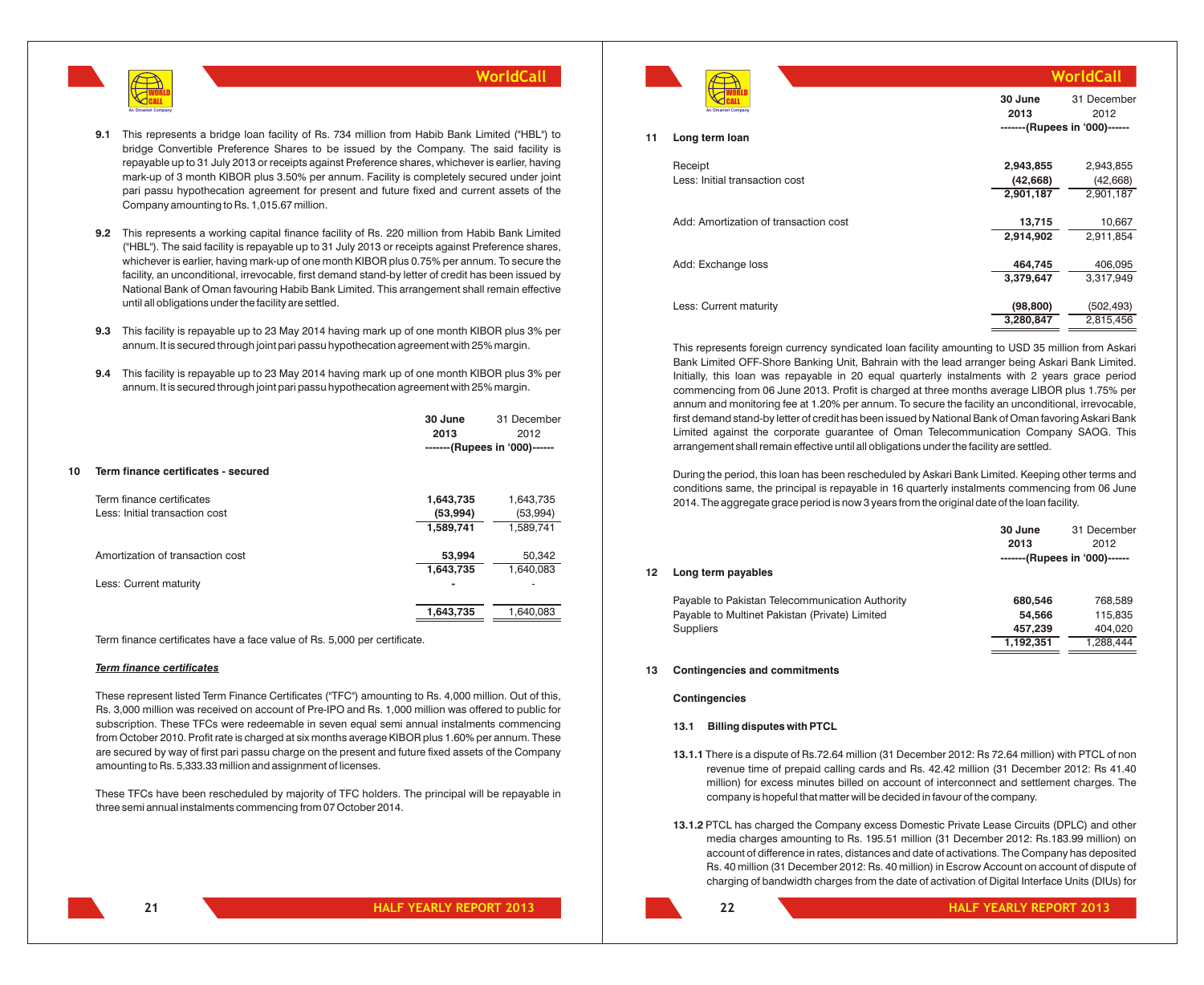**9.1** This represents a bridge loan facility of Rs. 734 million from Habib Bank Limited ("HBL") to bridge Convertible Preference Shares to be issued by the Company. The said facility is repayable up to 31 July 2013 or receipts against Preference shares, whichever is earlier, having mark-up of 3 month KIBOR plus 3.50% per annum. Facility is completely secured under joint pari passu hypothecation agreement for present and future fixed and current assets of the Company amounting to Rs. 1,015.67 million.

**9.2** This represents a working capital finance facility of Rs. 220 million from Habib Bank Limited ("HBL"). The said facility is repayable up to 31 July 2013 or receipts against Preference shares, whichever is earlier, having mark-up of one month KIBOR plus 0.75% per annum. To secure the facility, an unconditional, irrevocable, first demand stand-by letter of credit has been issued by National Bank of Oman favouring Habib Bank Limited. This arrangement shall remain effective until all obligations under the facility are settled.

**9.3** This facility is repayable up to 23 May 2014 having mark up of one month KIBOR plus 3% per annum. It is secured through joint pari passu hypothecation agreement with 25% margin.

**9.4** This facility is repayable up to 23 May 2014 having mark up of one month KIBOR plus 3% per annum. It is secured through joint pari passu hypothecation agreement with 25% margin.

## 10 Term finance certificates - secured

| | 30 June 2013 | 31 December 2012 |
|---|---|---|
| | -------(Rupees in '000)------ | |
| Term finance certificates | **1,643,735** | 1,643,735 |
| Less: Initial transaction cost | **(53,994)** | (53,994) |
| | **1,589,741** | 1,589,741 |
| Amortization of transaction cost | **53,994** | 50,342 |
| | **1,643,735** | 1,640,083 |
| Less: Current maturity | **-** | - |
| | **1,643,735** | 1,640,083 |

Term finance certificates have a face value of Rs. 5,000 per certificate.

***Term finance certificates***

These represent listed Term Finance Certificates ("TFC") amounting to Rs. 4,000 million. Out of this, Rs. 3,000 million was received on account of Pre-IPO and Rs. 1,000 million was offered to public for subscription. These TFCs were redeemable in seven equal semi annual instalments commencing from October 2010. Profit rate is charged at six months average KIBOR plus 1.60% per annum. These are secured by way of first pari passu charge on the present and future fixed assets of the Company amounting to Rs. 5,333.33 million and assignment of licenses.

These TFCs have been rescheduled by majority of TFC holders. The principal will be repayable in three semi annual instalments commencing from 07 October 2014.

## 11 Long term loan

| | 30 June 2013 | 31 December 2012 |
|---|---|---|
| | -------(Rupees in '000)------ | |
| Receipt | **2,943,855** | 2,943,855 |
| Less: Initial transaction cost | **(42,668)** | (42,668) |
| | **2,901,187** | 2,901,187 |
| Add: Amortization of transaction cost | **13,715** | 10,667 |
| | **2,914,902** | 2,911,854 |
| Add: Exchange loss | **464,745** | 406,095 |
| | **3,379,647** | 3,317,949 |
| Less: Current maturity | **(98,800)** | (502,493) |
| | **3,280,847** | 2,815,456 |

This represents foreign currency syndicated loan facility amounting to USD 35 million from Askari Bank Limited OFF-Shore Banking Unit, Bahrain with the lead arranger being Askari Bank Limited. Initially, this loan was repayable in 20 equal quarterly instalments with 2 years grace period commencing from 06 June 2013. Profit is charged at three months average LIBOR plus 1.75% per annum and monitoring fee at 1.20% per annum. To secure the facility an unconditional, irrevocable, first demand stand-by letter of credit has been issued by National Bank of Oman favoring Askari Bank Limited against the corporate guarantee of Oman Telecommunication Company SAOG. This arrangement shall remain effective until all obligations under the facility are settled.

During the period, this loan has been rescheduled by Askari Bank Limited. Keeping other terms and conditions same, the principal is repayable in 16 quarterly instalments commencing from 06 June 2014. The aggregate grace period is now 3 years from the original date of the loan facility.

## 12 Long term payables

| | 30 June 2013 | 31 December 2012 |
|---|---|---|
| | -------(Rupees in '000)------ | |
| Payable to Pakistan Telecommunication Authority | **680,546** | 768,589 |
| Payable to Multinet Pakistan (Private) Limited | **54,566** | 115,835 |
| Suppliers | **457,239** | 404,020 |
| | **1,192,351** | 1,288,444 |

## 13 Contingencies and commitments

**Contingencies**

**13.1 Billing disputes with PTCL**

**13.1.1** There is a dispute of Rs.72.64 million (31 December 2012: Rs 72.64 million) with PTCL of non revenue time of prepaid calling cards and Rs. 42.42 million (31 December 2012: Rs 41.40 million) for excess minutes billed on account of interconnect and settlement charges. The company is hopeful that matter will be decided in favour of the company.

**13.1.2** PTCL has charged the Company excess Domestic Private Lease Circuits (DPLC) and other media charges amounting to Rs. 195.51 million (31 December 2012: Rs.183.99 million) on account of difference in rates, distances and date of activations. The Company has deposited Rs. 40 million (31 December 2012: Rs. 40 million) in Escrow Account on account of dispute of charging of bandwidth charges from the date of activation of Digital Interface Units (DIUs) for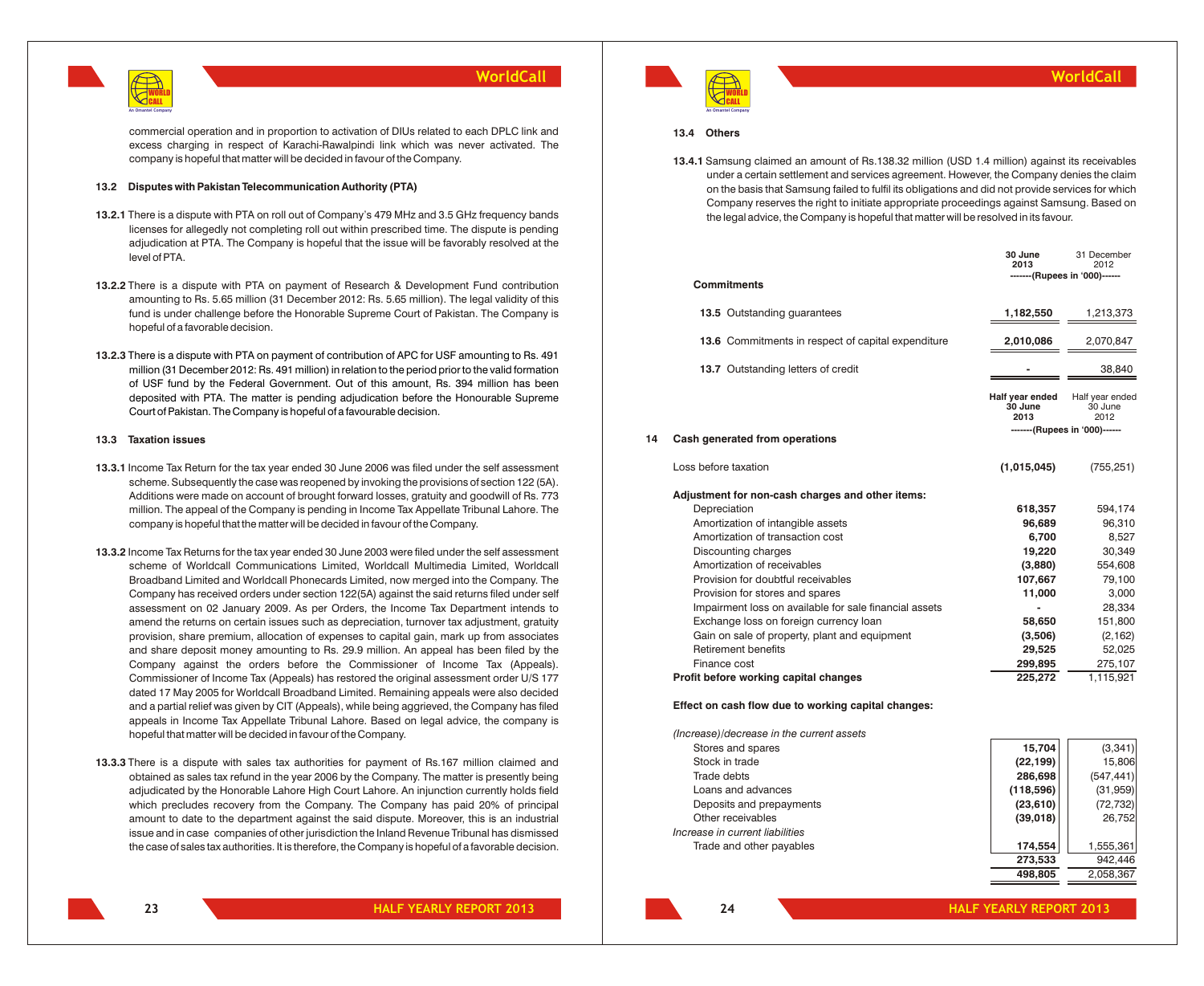commercial operation and in proportion to activation of DIUs related to each DPLC link and excess charging in respect of Karachi-Rawalpindi link which was never activated. The company is hopeful that matter will be decided in favour of the Company.

### 13.2 Disputes with Pakistan Telecommunication Authority (PTA)

**13.2.1** There is a dispute with PTA on roll out of Company's 479 MHz and 3.5 GHz frequency bands licenses for allegedly not completing roll out within prescribed time. The dispute is pending adjudication at PTA. The Company is hopeful that the issue will be favorably resolved at the level of PTA.

**13.2.2** There is a dispute with PTA on payment of Research & Development Fund contribution amounting to Rs. 5.65 million (31 December 2012: Rs. 5.65 million). The legal validity of this fund is under challenge before the Honorable Supreme Court of Pakistan. The Company is hopeful of a favorable decision.

**13.2.3** There is a dispute with PTA on payment of contribution of APC for USF amounting to Rs. 491 million (31 December 2012: Rs. 491 million) in relation to the period prior to the valid formation of USF fund by the Federal Government. Out of this amount, Rs. 394 million has been deposited with PTA. The matter is pending adjudication before the Honourable Supreme Court of Pakistan. The Company is hopeful of a favourable decision.

### 13.3 Taxation issues

**13.3.1** Income Tax Return for the tax year ended 30 June 2006 was filed under the self assessment scheme. Subsequently the case was reopened by invoking the provisions of section 122 (5A). Additions were made on account of brought forward losses, gratuity and goodwill of Rs. 773 million. The appeal of the Company is pending in Income Tax Appellate Tribunal Lahore. The company is hopeful that the matter will be decided in favour of the Company.

**13.3.2** Income Tax Returns for the tax year ended 30 June 2003 were filed under the self assessment scheme of Worldcall Communications Limited, Worldcall Multimedia Limited, Worldcall Broadband Limited and Worldcall Phonecards Limited, now merged into the Company. The Company has received orders under section 122(5A) against the said returns filed under self assessment on 02 January 2009. As per Orders, the Income Tax Department intends to amend the returns on certain issues such as depreciation, turnover tax adjustment, gratuity provision, share premium, allocation of expenses to capital gain, mark up from associates and share deposit money amounting to Rs. 29.9 million. An appeal has been filed by the Company against the orders before the Commissioner of Income Tax (Appeals). Commissioner of Income Tax (Appeals) has restored the original assessment order U/S 177 dated 17 May 2005 for Worldcall Broadband Limited. Remaining appeals were also decided and a partial relief was given by CIT (Appeals), while being aggrieved, the Company has filed appeals in Income Tax Appellate Tribunal Lahore. Based on legal advice, the company is hopeful that matter will be decided in favour of the Company.

**13.3.3** There is a dispute with sales tax authorities for payment of Rs.167 million claimed and obtained as sales tax refund in the year 2006 by the Company. The matter is presently being adjudicated by the Honorable Lahore High Court Lahore. An injunction currently holds field which precludes recovery from the Company. The Company has paid 20% of principal amount to date to the department against the said dispute. Moreover, this is an industrial issue and in case companies of other jurisdiction the Inland Revenue Tribunal has dismissed the case of sales tax authorities. It is therefore, the Company is hopeful of a favorable decision.

### 13.4 Others

**13.4.1** Samsung claimed an amount of Rs.138.32 million (USD 1.4 million) against its receivables under a certain settlement and services agreement. However, the Company denies the claim on the basis that Samsung failed to fulfil its obligations and did not provide services for which Company reserves the right to initiate appropriate proceedings against Samsung. Based on the legal advice, the Company is hopeful that matter will be resolved in its favour.

| | 30 June 2013 | 31 December 2012 |
|---|---|---|
| **Commitments** | -------(Rupees in '000)------ | |
| **13.5** Outstanding guarantees | **1,182,550** | 1,213,373 |
| **13.6** Commitments in respect of capital expenditure | **2,010,086** | 2,070,847 |
| **13.7** Outstanding letters of credit | **-** | 38,840 |

## 14 Cash generated from operations

| | Half year ended 30 June 2013 | Half year ended 30 June 2012 |
|---|---|---|
| | -------(Rupees in '000)------ | |
| Loss before taxation | **(1,015,045)** | (755,251) |
| **Adjustment for non-cash charges and other items:** | | |
| Depreciation | **618,357** | 594,174 |
| Amortization of intangible assets | **96,689** | 96,310 |
| Amortization of transaction cost | **6,700** | 8,527 |
| Discounting charges | **19,220** | 30,349 |
| Amortization of receivables | **(3,880)** | 554,608 |
| Provision for doubtful receivables | **107,667** | 79,100 |
| Provision for stores and spares | **11,000** | 3,000 |
| Impairment loss on available for sale financial assets | **-** | 28,334 |
| Exchange loss on foreign currency loan | **58,650** | 151,800 |
| Gain on sale of property, plant and equipment | **(3,506)** | (2,162) |
| Retirement benefits | **29,525** | 52,025 |
| Finance cost | **299,895** | 275,107 |
| **Profit before working capital changes** | **225,272** | 1,115,921 |
| **Effect on cash flow due to working capital changes:** | | |
| *(Increase)/decrease in the current assets* | | |
| Stores and spares | **15,704** | (3,341) |
| Stock in trade | **(22,199)** | 15,806 |
| Trade debts | **286,698** | (547,441) |
| Loans and advances | **(118,596)** | (31,959) |
| Deposits and prepayments | **(23,610)** | (72,732) |
| Other receivables | **(39,018)** | 26,752 |
| *Increase in current liabilities* | | |
| Trade and other payables | **174,554** | 1,555,361 |
| | **273,533** | 942,446 |
| | **498,805** | 2,058,367 |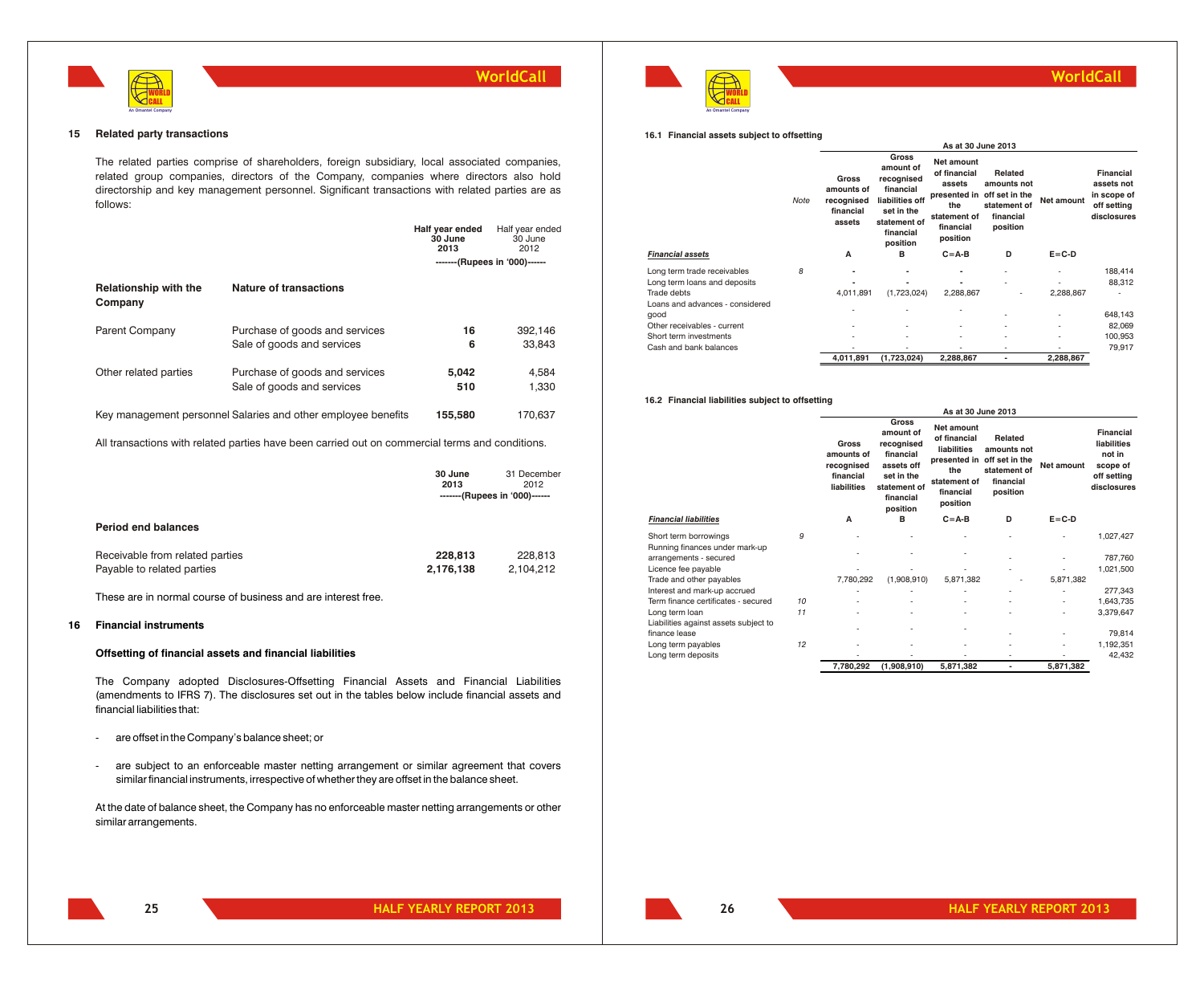## 15 Related party transactions

The related parties comprise of shareholders, foreign subsidiary, local associated companies, related group companies, directors of the Company, companies where directors also hold directorship and key management personnel. Significant transactions with related parties are as follows:

| Relationship with the Company | Nature of transactions | Half year ended 30 June 2013 | Half year ended 30 June 2012 |
|---|---|---|---|
| | | -------(Rupees in '000)------ | |
| Parent Company | Purchase of goods and services | **16** | 392,146 |
| | Sale of goods and services | **6** | 33,843 |
| Other related parties | Purchase of goods and services | **5,042** | 4,584 |
| | Sale of goods and services | **510** | 1,330 |
| Key management personnel | Salaries and other employee benefits | **155,580** | 170,637 |

All transactions with related parties have been carried out on commercial terms and conditions.

| Period end balances | 30 June 2013 | 31 December 2012 |
|---|---|---|
| | -------(Rupees in '000)------ | |
| Receivable from related parties | **228,813** | 228,813 |
| Payable to related parties | **2,176,138** | 2,104,212 |

These are in normal course of business and are interest free.

## 16 Financial instruments

### Offsetting of financial assets and financial liabilities

The Company adopted Disclosures-Offsetting Financial Assets and Financial Liabilities (amendments to IFRS 7). The disclosures set out in the tables below include financial assets and financial liabilities that:

- are offset in the Company's balance sheet; or
- are subject to an enforceable master netting arrangement or similar agreement that covers similar financial instruments, irrespective of whether they are offset in the balance sheet.

At the date of balance sheet, the Company has no enforceable master netting arrangements or other similar arrangements.

### 16.1 Financial assets subject to offsetting

| | Note | Gross amounts of recognised financial assets | Gross amount of recognised financial liabilities off set in the statement of financial position | Net amount of financial assets presented in the statement of financial position | Related amounts not off set in the statement of financial position | Net amount | Financial assets not in scope of off setting disclosures |
|---|---|---|---|---|---|---|---|
| | | As at 30 June 2013 | | | | | |
| *Financial assets* | | A | B | C=A-B | D | E=C-D | |
| Long term trade receivables | 8 | - | - | - | - | - | 188,414 |
| Long term loans and deposits | | - | - | - | - | - | 88,312 |
| Trade debts | | 4,011,891 | (1,723,024) | 2,288,867 | - | 2,288,867 | - |
| Loans and advances - considered good | | - | - | - | - | - | 648,143 |
| Other receivables - current | | - | - | - | - | - | 82,069 |
| Short term investments | | - | - | - | - | - | 100,953 |
| Cash and bank balances | | - | - | - | - | - | 79,917 |
| | | 4,011,891 | (1,723,024) | 2,288,867 | - | 2,288,867 | |

### 16.2 Financial liabilities subject to offsetting

| | Note | Gross amounts of recognised financial liabilities | Gross amount of recognised financial assets off set in the statement of financial position | Net amount of financial liabilities presented in the statement of financial position | Related amounts not off set in the statement of financial position | Net amount | Financial liabilities not in scope of off setting disclosures |
|---|---|---|---|---|---|---|---|
| | | As at 30 June 2013 | | | | | |
| *Financial liabilities* | | A | B | C=A-B | D | E=C-D | |
| Short term borrowings | 9 | - | - | - | - | - | 1,027,427 |
| Running finances under mark-up arrangements - secured | | - | - | - | - | - | 787,760 |
| Licence fee payable | | - | - | - | - | - | 1,021,500 |
| Trade and other payables | | 7,780,292 | (1,908,910) | 5,871,382 | - | 5,871,382 | |
| Interest and mark-up accrued | | - | - | - | - | - | 277,343 |
| Term finance certificates - secured | 10 | - | - | - | - | - | 1,643,735 |
| Long term loan | 11 | - | - | - | - | - | 3,379,647 |
| Liabilities against assets subject to finance lease | | - | - | - | - | - | 79,814 |
| Long term payables | 12 | - | - | - | - | - | 1,192,351 |
| Long term deposits | | - | - | - | - | - | 42,432 |
| | | 7,780,292 | (1,908,910) | 5,871,382 | - | 5,871,382 | |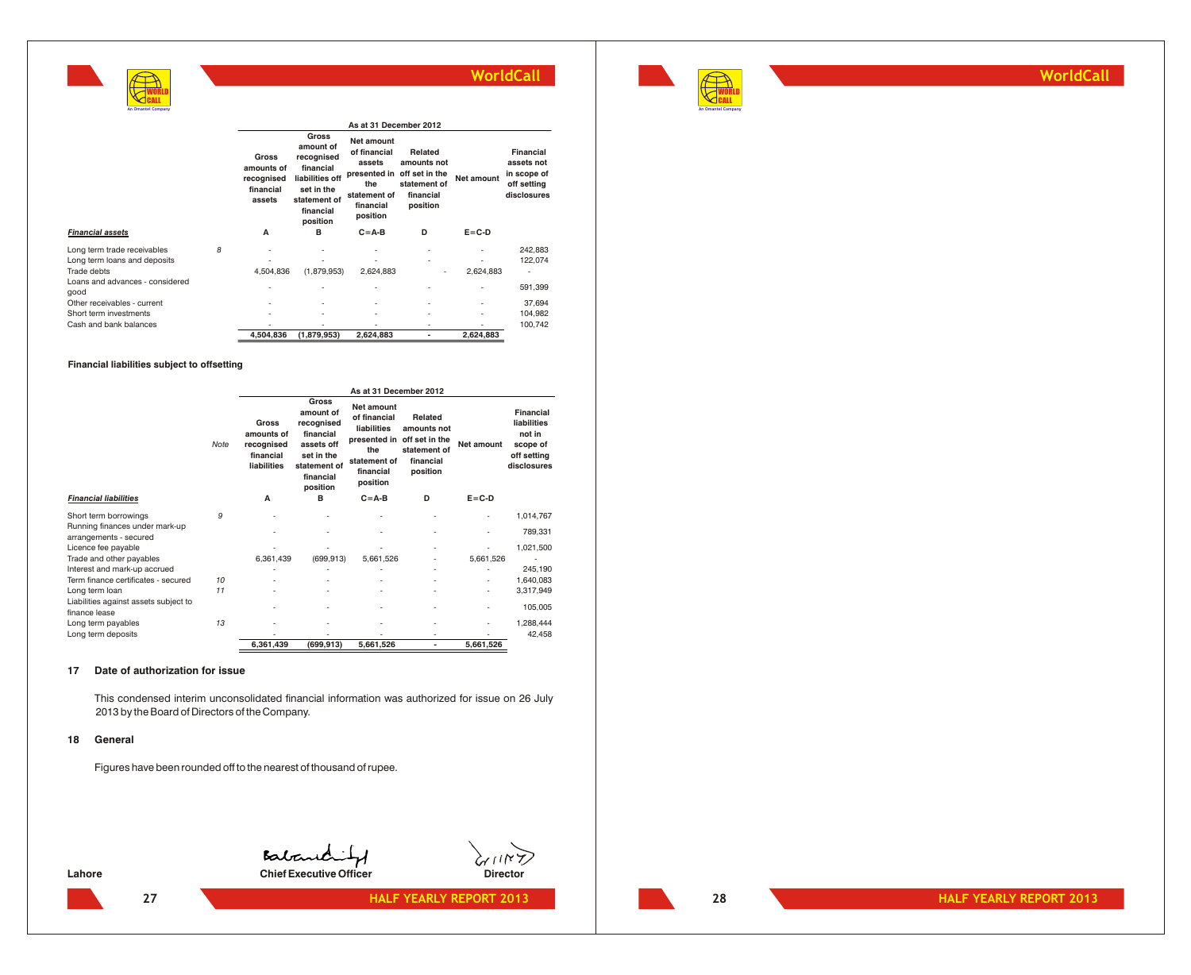| Financial assets | Note | Gross amounts of recognised financial assets | Gross amount of recognised financial liabilities off set in the statement of financial position | Net amount of financial assets presented in the statement of financial position | Related amounts not off set in the statement of financial position | Net amount | Financial assets not in scope of off setting disclosures |
|---|---|---|---|---|---|---|---|
| | | As at 31 December 2012 | | | | | |
| | | A | B | C=A-B | D | E=C-D | |
| Long term trade receivables | 8 | - | - | - | - | - | 242,883 |
| Long term loans and deposits | | - | - | - | - | - | 122,074 |
| Trade debts | | 4,504,836 | (1,879,953) | 2,624,883 | - | 2,624,883 | - |
| Loans and advances - considered good | | - | - | - | - | - | 591,399 |
| Other receivables - current | | - | - | - | - | - | 37,694 |
| Short term investments | | - | - | - | - | - | 104,982 |
| Cash and bank balances | | - | - | - | - | - | 100,742 |
| | | **4,504,836** | **(1,879,953)** | **2,624,883** | **-** | **2,624,883** | |

**Financial liabilities subject to offsetting**

| Financial liabilities | Note | Gross amounts of recognised financial liabilities | Gross amount of recognised financial assets off set in the statement of financial position | Net amount of financial liabilities presented in the statement of financial position | Related amounts not off set in the statement of financial position | Net amount | Financial liabilities not in scope of off setting disclosures |
|---|---|---|---|---|---|---|---|
| | | As at 31 December 2012 | | | | | |
| | | A | B | C=A-B | D | E=C-D | |
| Short term borrowings | 9 | - | - | - | - | - | 1,014,767 |
| Running finances under mark-up arrangements - secured | | - | - | - | - | - | 789,331 |
| Licence fee payable | | - | - | - | - | - | 1,021,500 |
| Trade and other payables | | 6,361,439 | (699,913) | 5,661,526 | - | 5,661,526 | - |
| Interest and mark-up accrued | | - | - | - | - | - | 245,190 |
| Term finance certificates - secured | 10 | - | - | - | - | - | 1,640,083 |
| Long term loan | 11 | - | - | - | - | - | 3,317,949 |
| Liabilities against assets subject to finance lease | | - | - | - | - | - | 105,005 |
| Long term payables | 13 | - | - | - | - | - | 1,288,444 |
| Long term deposits | | - | - | - | - | - | 42,458 |
| | | **6,361,439** | **(699,913)** | **5,661,526** | **-** | **5,661,526** | |

## 17 Date of authorization for issue

This condensed interim unconsolidated financial information was authorized for issue on 26 July 2013 by the Board of Directors of the Company.

## 18 General

Figures have been rounded off to the nearest of thousand of rupee.

Lahore

**Chief Executive Officer** **Director**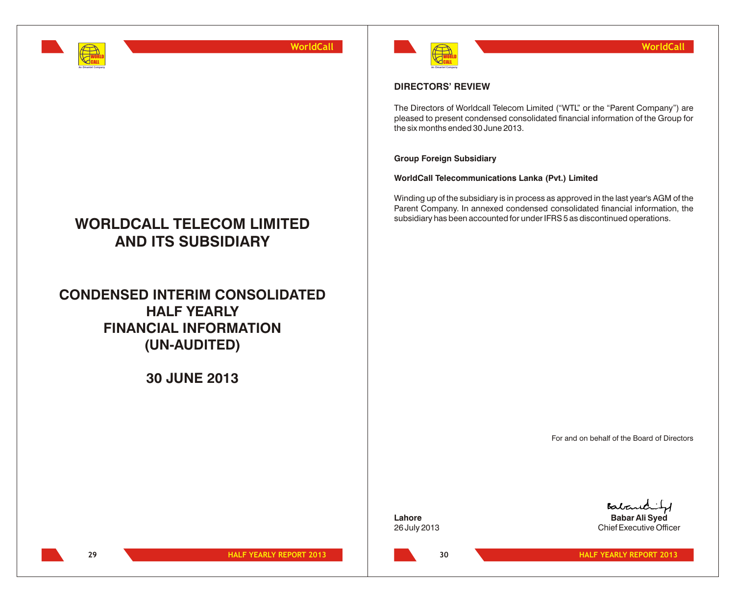# WORLDCALL TELECOM LIMITED AND ITS SUBSIDIARY

## CONDENSED INTERIM CONSOLIDATED HALF YEARLY FINANCIAL INFORMATION (UN-AUDITED)

## 30 JUNE 2013

## DIRECTORS' REVIEW

The Directors of Worldcall Telecom Limited ("WTL" or the "Parent Company") are pleased to present condensed consolidated financial information of the Group for the six months ended 30 June 2013.

**Group Foreign Subsidiary**

**WorldCall Telecommunications Lanka (Pvt.) Limited**

Winding up of the subsidiary is in process as approved in the last year's AGM of the Parent Company. In annexed condensed consolidated financial information, the subsidiary has been accounted for under IFRS 5 as discontinued operations.

For and on behalf of the Board of Directors

**Lahore**
26 July 2013

**Babar Ali Syed**
Chief Executive Officer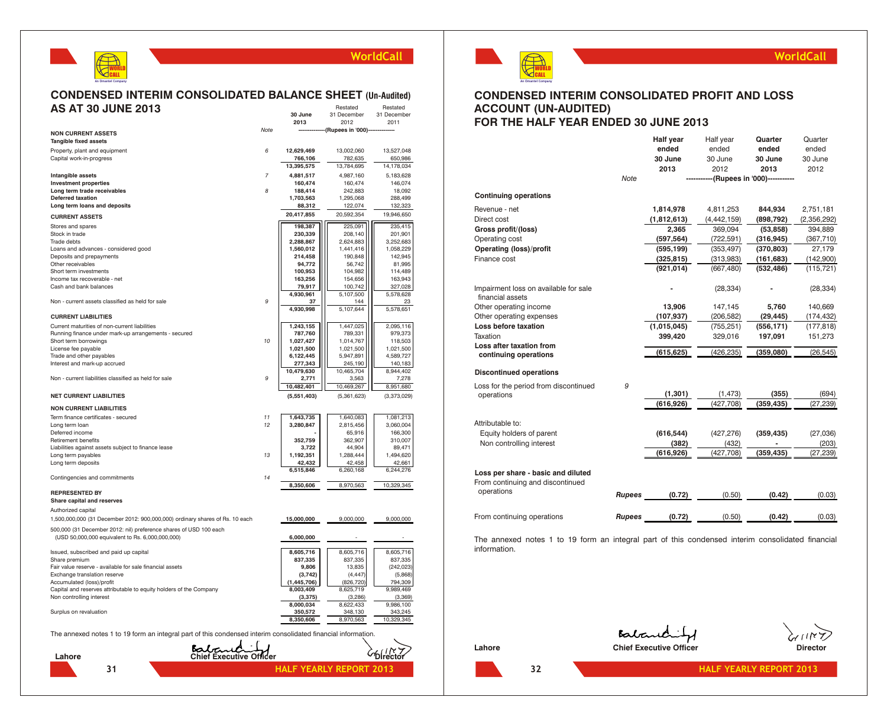# CONDENSED INTERIM CONSOLIDATED BALANCE SHEET (Un-Audited)
## AS AT 30 JUNE 2013

| | Note | 30 June 2013 | Restated 31 December 2012 | Restated 31 December 2011 |
|---|---|---|---|---|
| | | --------------(Rupees in '000)-------------- | | |
| **NON CURRENT ASSETS** | | | | |
| **Tangible fixed assets** | | | | |
| Property, plant and equipment | 6 | 12,629,469 | 13,002,060 | 13,527,048 |
| Capital work-in-progress | | 766,106 | 782,635 | 650,986 |
| | | 13,395,575 | 13,784,695 | 14,178,034 |
| **Intangible assets** | 7 | 4,881,517 | 4,987,160 | 5,183,628 |
| **Investment properties** | | 160,474 | 160,474 | 146,074 |
| **Long term trade receivables** | 8 | 188,414 | 242,883 | 18,092 |
| **Deferred taxation** | | 1,703,563 | 1,295,068 | 288,499 |
| **Long term loans and deposits** | | 88,312 | 122,074 | 132,323 |
| | | 20,417,855 | 20,592,354 | 19,946,650 |
| **CURRENT ASSETS** | | | | |
| Stores and spares | | 198,387 | 225,091 | 235,415 |
| Stock in trade | | 230,339 | 208,140 | 201,901 |
| Trade debts | | 2,288,867 | 2,624,883 | 3,252,683 |
| Loans and advances - considered good | | 1,560,012 | 1,441,416 | 1,058,229 |
| Deposits and prepayments | | 214,458 | 190,848 | 142,945 |
| Other receivables | | 94,772 | 56,742 | 81,995 |
| Short term investments | | 100,953 | 104,982 | 114,489 |
| Income tax recoverable - net | | 163,256 | 154,656 | 163,943 |
| Cash and bank balances | | 79,917 | 100,742 | 327,028 |
| | | 4,930,961 | 5,107,500 | 5,578,628 |
| Non - current assets classified as held for sale | 9 | 37 | 144 | 23 |
| | | 4,930,998 | 5,107,644 | 5,578,651 |
| **CURRENT LIABILITIES** | | | | |
| Current maturities of non-current liabilities | | 1,243,155 | 1,447,025 | 2,095,116 |
| Running finance under mark-up arrangements - secured | | 787,760 | 789,331 | 979,373 |
| Short term borrowings | 10 | 1,027,427 | 1,014,767 | 118,503 |
| License fee payable | | 1,021,500 | 1,021,500 | 1,021,500 |
| Trade and other payables | | 6,122,445 | 5,947,891 | 4,589,727 |
| Interest and mark-up accrued | | 277,343 | 245,190 | 140,183 |
| | | 10,479,630 | 10,465,704 | 8,944,402 |
| Non - current liabilities classified as held for sale | 9 | 2,771 | 3,563 | 7,278 |
| | | 10,482,401 | 10,469,267 | 8,951,680 |
| **NET CURRENT LIABILITIES** | | (5,551,403) | (5,361,623) | (3,373,029) |
| **NON CURRENT LIABILITIES** | | | | |
| Term finance certificates - secured | 11 | 1,643,735 | 1,640,083 | 1,081,213 |
| Long term loan | 12 | 3,280,847 | 2,815,456 | 3,060,004 |
| Deferred income | | - | 65,916 | 166,300 |
| Retirement benefits | | 352,759 | 362,907 | 310,007 |
| Liabilities against assets subject to finance lease | | 3,722 | 44,904 | 89,471 |
| Long term payables | 13 | 1,192,351 | 1,288,444 | 1,494,620 |
| Long term deposits | | 42,432 | 42,458 | 42,661 |
| | | 6,515,846 | 6,260,168 | 6,244,276 |
| Contingencies and commitments | 14 | | | |
| | | 8,350,606 | 8,970,563 | 10,329,345 |
| **REPRESENTED BY** | | | | |
| **Share capital and reserves** | | | | |
| Authorized capital | | | | |
| 1,500,000,000 (31 December 2012: 900,000,000) ordinary shares of Rs. 10 each | | 15,000,000 | 9,000,000 | 9,000,000 |
| 500,000 (31 December 2012: nil) preference shares of USD 100 each (USD 50,000,000 equivalent to Rs. 6,000,000,000) | | 6,000,000 | - | - |
| Issued, subscribed and paid up capital | | 8,605,716 | 8,605,716 | 8,605,716 |
| Share premium | | 837,335 | 837,335 | 837,335 |
| Fair value reserve - available for sale financial assets | | 9,806 | 13,835 | (242,023) |
| Exchange translation reserve | | (3,742) | (4,447) | (5,868) |
| Accumulated (loss)/profit | | (1,445,706) | (826,720) | 794,309 |
| Capital and reserves attributable to equity holders of the Company | | 8,003,409 | 8,625,719 | 9,989,469 |
| Non controlling interest | | (3,375) | (3,286) | (3,369) |
| | | 8,000,034 | 8,622,433 | 9,986,100 |
| Surplus on revaluation | | 350,572 | 348,130 | 343,245 |
| | | 8,350,606 | 8,970,563 | 10,329,345 |

The annexed notes 1 to 19 form an integral part of this condensed interim consolidated financial information.

Lahore

Chief Executive Officer — Director

# CONDENSED INTERIM CONSOLIDATED PROFIT AND LOSS ACCOUNT (UN-AUDITED)
## FOR THE HALF YEAR ENDED 30 JUNE 2013

| | Note | Half year ended 30 June 2013 | Half year ended 30 June 2012 | Quarter ended 30 June 2013 | Quarter ended 30 June 2012 |
|---|---|---|---|---|---|
| | | -----------(Rupees in '000)----------- | | | |
| **Continuing operations** | | | | | |
| Revenue - net | | 1,814,978 | 4,811,253 | 844,934 | 2,751,181 |
| Direct cost | | (1,812,613) | (4,442,159) | (898,792) | (2,356,292) |
| **Gross profit/(loss)** | | 2,365 | 369,094 | (53,858) | 394,889 |
| Operating cost | | (597,564) | (722,591) | (316,945) | (367,710) |
| **Operating (loss)/profit** | | (595,199) | (353,497) | (370,803) | 27,179 |
| Finance cost | | (325,815) | (313,983) | (161,683) | (142,900) |
| | | (921,014) | (667,480) | (532,486) | (115,721) |
| Impairment loss on available for sale financial assets | | - | (28,334) | - | (28,334) |
| Other operating income | | 13,906 | 147,145 | 5,760 | 140,669 |
| Other operating expenses | | (107,937) | (206,582) | (29,445) | (174,432) |
| **Loss before taxation** | | (1,015,045) | (755,251) | (556,171) | (177,818) |
| Taxation | | 399,420 | 329,016 | 197,091 | 151,273 |
| **Loss after taxation from continuing operations** | | (615,625) | (426,235) | (359,080) | (26,545) |
| **Discontinued operations** | | | | | |
| Loss for the period from discontinued operations | 9 | (1,301) | (1,473) | (355) | (694) |
| | | (616,926) | (427,708) | (359,435) | (27,239) |
| Attributable to: | | | | | |
| Equity holders of parent | | (616,544) | (427,276) | (359,435) | (27,036) |
| Non controlling interest | | (382) | (432) | - | (203) |
| | | (616,926) | (427,708) | (359,435) | (27,239) |
| **Loss per share - basic and diluted** | | | | | |
| From continuing and discontinued operations | Rupees | (0.72) | (0.50) | (0.42) | (0.03) |
| From continuing operations | Rupees | (0.72) | (0.50) | (0.42) | (0.03) |

The annexed notes 1 to 19 form an integral part of this condensed interim consolidated financial information.

Lahore

Chief Executive Officer — Director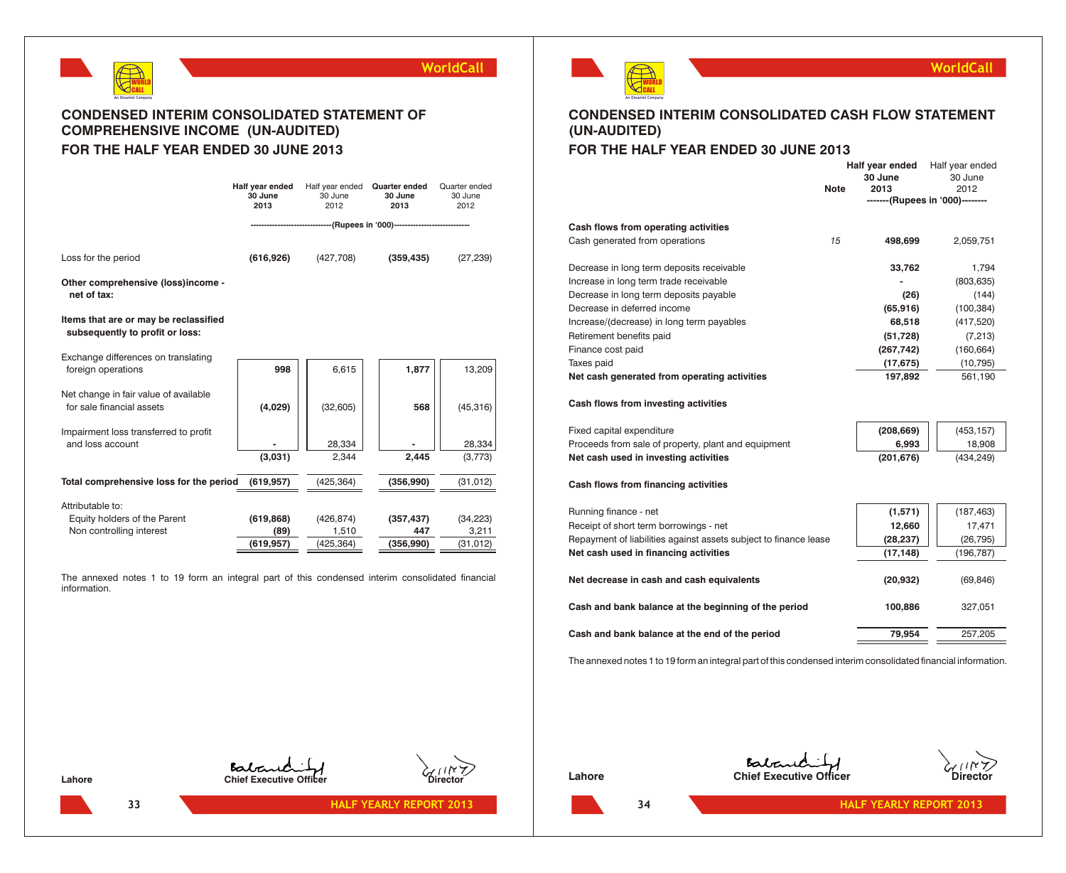## CONDENSED INTERIM CONSOLIDATED STATEMENT OF COMPREHENSIVE INCOME (UN-AUDITED)

## FOR THE HALF YEAR ENDED 30 JUNE 2013

| | Half year ended 30 June 2013 | Half year ended 30 June 2012 | Quarter ended 30 June 2013 | Quarter ended 30 June 2012 |
|---|---|---|---|---|
| | (Rupees in '000) | | | |
| Loss for the period | **(616,926)** | (427,708) | **(359,435)** | (27,239) |
| **Other comprehensive (loss)income - net of tax:** | | | | |
| **Items that are or may be reclassified subsequently to profit or loss:** | | | | |
| Exchange differences on translating foreign operations | **998** | 6,615 | **1,877** | 13,209 |
| Net change in fair value of available for sale financial assets | **(4,029)** | (32,605) | **568** | (45,316) |
| Impairment loss transferred to profit and loss account | **-** | 28,334 | **-** | 28,334 |
| | **(3,031)** | 2,344 | **2,445** | (3,773) |
| **Total comprehensive loss for the period** | **(619,957)** | (425,364) | **(356,990)** | (31,012) |
| Attributable to: | | | | |
| Equity holders of the Parent | **(619,868)** | (426,874) | **(357,437)** | (34,223) |
| Non controlling interest | **(89)** | 1,510 | **447** | 3,211 |
| | **(619,957)** | (425,364) | **(356,990)** | (31,012) |

The annexed notes 1 to 19 form an integral part of this condensed interim consolidated financial information.

Lahore

Chief Executive Officer

Director

## CONDENSED INTERIM CONSOLIDATED CASH FLOW STATEMENT (UN-AUDITED)

## FOR THE HALF YEAR ENDED 30 JUNE 2013

| | Note | Half year ended 30 June 2013 | Half year ended 30 June 2012 |
|---|---|---|---|
| | | (Rupees in '000) | |
| **Cash flows from operating activities** | | | |
| Cash generated from operations | 15 | **498,699** | 2,059,751 |
| Decrease in long term deposits receivable | | **33,762** | 1,794 |
| Increase in long term trade receivable | | **-** | (803,635) |
| Decrease in long term deposits payable | | **(26)** | (144) |
| Decrease in deferred income | | **(65,916)** | (100,384) |
| Increase/(decrease) in long term payables | | **68,518** | (417,520) |
| Retirement benefits paid | | **(51,728)** | (7,213) |
| Finance cost paid | | **(267,742)** | (160,664) |
| Taxes paid | | **(17,675)** | (10,795) |
| **Net cash generated from operating activities** | | **197,892** | 561,190 |
| **Cash flows from investing activities** | | | |
| Fixed capital expenditure | | **(208,669)** | (453,157) |
| Proceeds from sale of property, plant and equipment | | **6,993** | 18,908 |
| **Net cash used in investing activities** | | **(201,676)** | (434,249) |
| **Cash flows from financing activities** | | | |
| Running finance - net | | **(1,571)** | (187,463) |
| Receipt of short term borrowings - net | | **12,660** | 17,471 |
| Repayment of liabilities against assets subject to finance lease | | **(28,237)** | (26,795) |
| **Net cash used in financing activities** | | **(17,148)** | (196,787) |
| **Net decrease in cash and cash equivalents** | | **(20,932)** | (69,846) |
| **Cash and bank balance at the beginning of the period** | | **100,886** | 327,051 |
| **Cash and bank balance at the end of the period** | | **79,954** | 257,205 |

The annexed notes 1 to 19 form an integral part of this condensed interim consolidated financial information.

Lahore

Chief Executive Officer

Director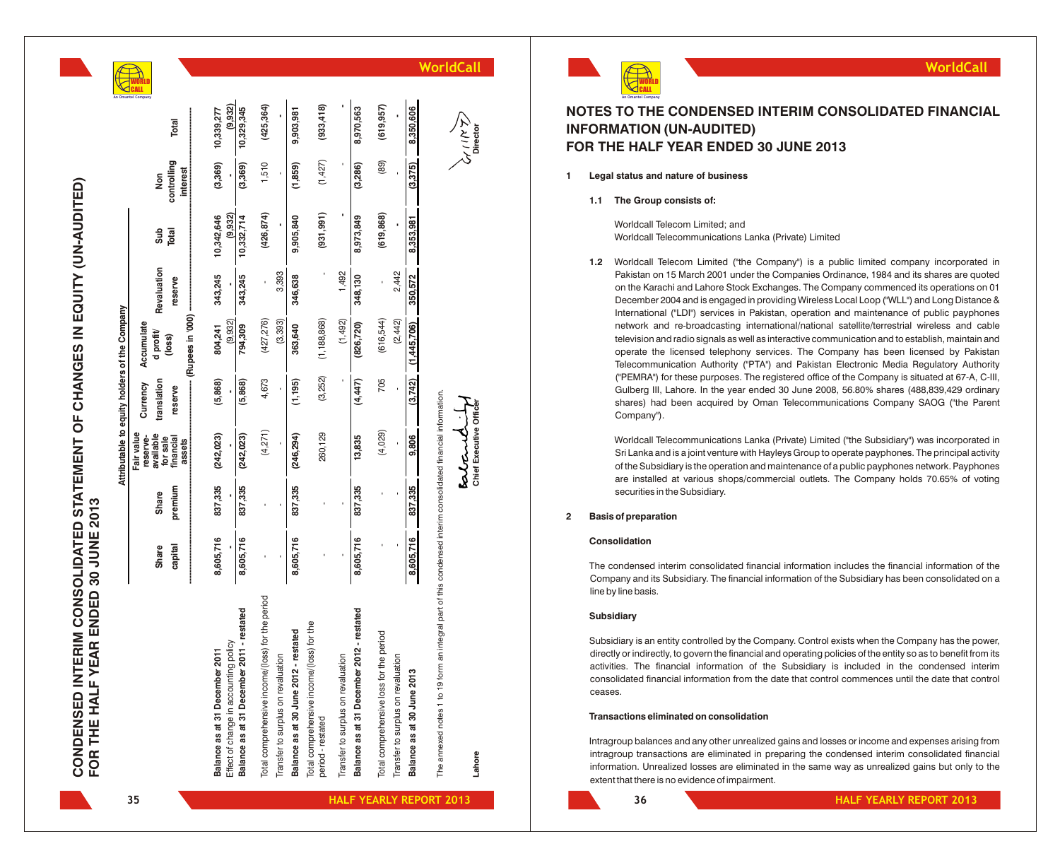# CONDENSED INTERIM CONSOLIDATED STATEMENT OF CHANGES IN EQUITY (UN-AUDITED)
## FOR THE HALF YEAR ENDED 30 JUNE 2013

| | Attributable to equity holders of the Company | | | | | | | | | |
|---|---|---|---|---|---|---|---|---|---|---|
| | Share capital | Share premium | Fair value reserve- available for sale financial assets | Currency translation reserve | Accumulated profit/ (loss) | Revaluation reserve | Sub Total | Non controlling interest | Total |
| | ----------------------------------------------- | | | | (Rupees in '000) | ----------------------------------------------- | | | |
| **Balance as at 31 December 2011** | 8,605,716 | 837,335 | (242,023) | (5,868) | 804,241 | 343,245 | 10,342,646 | (3,369) | 10,339,277 |
| Effect of change in accounting policy | - | - | - | - | (9,932) | - | (9,932) | - | (9,932) |
| **Balance as at 31 December 2011 - restated** | 8,605,716 | 837,335 | (242,023) | (5,868) | 794,309 | 343,245 | 10,332,714 | (3,369) | 10,329,345 |
| Total comprehensive income/(loss) for the period | - | - | (4,271) | 4,673 | (427,276) | - | (426,874) | 1,510 | (425,364) |
| Transfer to surplus on revaluation | - | - | - | - | (3,393) | 3,393 | - | - | - |
| **Balance as at 30 June 2012 - restated** | 8,605,716 | 837,335 | (246,294) | (1,195) | 363,640 | 346,638 | 9,905,840 | (1,859) | 9,903,981 |
| Total comprehensive income/(loss) for the period - restated | - | - | 260,129 | (3,252) | (1,188,868) | - | (931,991) | (1,427) | (933,418) |
| Transfer to surplus on revaluation | - | - | - | - | (1,492) | 1,492 | - | - | - |
| **Balance as at 31 December 2012 - restated** | 8,605,716 | 837,335 | 13,835 | (4,447) | (826,720) | 348,130 | 8,973,849 | (3,286) | 8,970,563 |
| Total comprehensive loss for the period | - | - | (4,029) | 705 | (616,544) | - | (619,868) | (89) | (619,957) |
| Transfer to surplus on revaluation | - | - | - | - | (2,442) | 2,442 | - | - | - |
| **Balance as at 30 June 2013** | 8,605,716 | 837,335 | 9,806 | (3,742) | (1,445,706) | 350,572 | 8,353,981 | (3,375) | 8,350,606 |

The annexed notes 1 to 19 form an integral part of this condensed interim consolidated financial information.

**Lahore**

**Chief Executive Officer**

**Director**

# NOTES TO THE CONDENSED INTERIM CONSOLIDATED FINANCIAL INFORMATION (UN-AUDITED)
## FOR THE HALF YEAR ENDED 30 JUNE 2013

**1 Legal status and nature of business**

**1.1 The Group consists of:**

Worldcall Telecom Limited; and
Worldcall Telecommunications Lanka (Private) Limited

**1.2** Worldcall Telecom Limited ("the Company") is a public limited company incorporated in Pakistan on 15 March 2001 under the Companies Ordinance, 1984 and its shares are quoted on the Karachi and Lahore Stock Exchanges. The Company commenced its operations on 01 December 2004 and is engaged in providing Wireless Local Loop ("WLL") and Long Distance & International ("LDI") services in Pakistan, operation and maintenance of public payphones network and re-broadcasting international/national satellite/terrestrial wireless and cable television and radio signals as well as interactive communication and to establish, maintain and operate the licensed telephony services. The Company has been licensed by Pakistan Telecommunication Authority ("PTA") and Pakistan Electronic Media Regulatory Authority ("PEMRA") for these purposes. The registered office of the Company is situated at 67-A, C-III, Gulberg III, Lahore. In the year ended 30 June 2008, 56.80% shares (488,839,429 ordinary shares) had been acquired by Oman Telecommunications Company SAOG ("the Parent Company").

Worldcall Telecommunications Lanka (Private) Limited ("the Subsidiary") was incorporated in Sri Lanka and is a joint venture with Hayleys Group to operate payphones. The principal activity of the Subsidiary is the operation and maintenance of a public payphones network. Payphones are installed at various shops/commercial outlets. The Company holds 70.65% of voting securities in the Subsidiary.

**2 Basis of preparation**

**Consolidation**

The condensed interim consolidated financial information includes the financial information of the Company and its Subsidiary. The financial information of the Subsidiary has been consolidated on a line by line basis.

**Subsidiary**

Subsidiary is an entity controlled by the Company. Control exists when the Company has the power, directly or indirectly, to govern the financial and operating policies of the entity so as to benefit from its activities. The financial information of the Subsidiary is included in the condensed interim consolidated financial information from the date that control commences until the date that control ceases.

**Transactions eliminated on consolidation**

Intragroup balances and any other unrealized gains and losses or income and expenses arising from intragroup transactions are eliminated in preparing the condensed interim consolidated financial information. Unrealized losses are eliminated in the same way as unrealized gains but only to the extent that there is no evidence of impairment.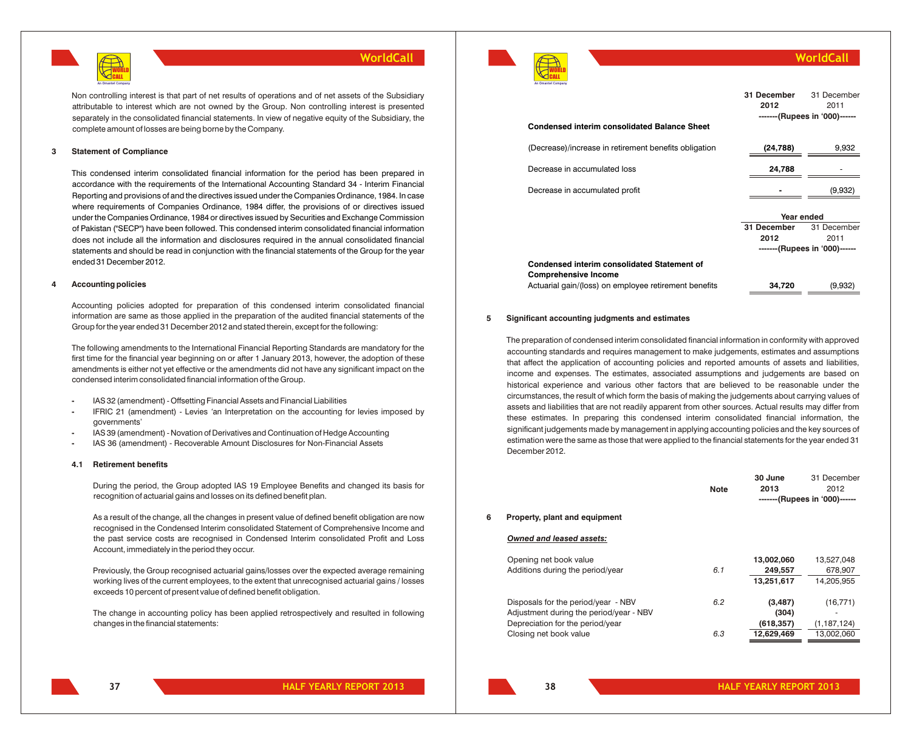Non controlling interest is that part of net results of operations and of net assets of the Subsidiary attributable to interest which are not owned by the Group. Non controlling interest is presented separately in the consolidated financial statements. In view of negative equity of the Subsidiary, the complete amount of losses are being borne by the Company.

## 3 Statement of Compliance

This condensed interim consolidated financial information for the period has been prepared in accordance with the requirements of the International Accounting Standard 34 - Interim Financial Reporting and provisions of and the directives issued under the Companies Ordinance, 1984. In case where requirements of Companies Ordinance, 1984 differ, the provisions of or directives issued under the Companies Ordinance, 1984 or directives issued by Securities and Exchange Commission of Pakistan ("SECP") have been followed. This condensed interim consolidated financial information does not include all the information and disclosures required in the annual consolidated financial statements and should be read in conjunction with the financial statements of the Group for the year ended 31 December 2012.

## 4 Accounting policies

Accounting policies adopted for preparation of this condensed interim consolidated financial information are same as those applied in the preparation of the audited financial statements of the Group for the year ended 31 December 2012 and stated therein, except for the following:

The following amendments to the International Financial Reporting Standards are mandatory for the first time for the financial year beginning on or after 1 January 2013, however, the adoption of these amendments is either not yet effective or the amendments did not have any significant impact on the condensed interim consolidated financial information of the Group.

- IAS 32 (amendment) - Offsetting Financial Assets and Financial Liabilities
- IFRIC 21 (amendment) - Levies 'an Interpretation on the accounting for levies imposed by governments'
- IAS 39 (amendment) - Novation of Derivatives and Continuation of Hedge Accounting
- IAS 36 (amendment) - Recoverable Amount Disclosures for Non-Financial Assets

### 4.1 Retirement benefits

During the period, the Group adopted IAS 19 Employee Benefits and changed its basis for recognition of actuarial gains and losses on its defined benefit plan.

As a result of the change, all the changes in present value of defined benefit obligation are now recognised in the Condensed Interim consolidated Statement of Comprehensive Income and the past service costs are recognised in Condensed Interim consolidated Profit and Loss Account, immediately in the period they occur.

Previously, the Group recognised actuarial gains/losses over the expected average remaining working lives of the current employees, to the extent that unrecognised actuarial gains / losses exceeds 10 percent of present value of defined benefit obligation.

The change in accounting policy has been applied retrospectively and resulted in following changes in the financial statements:

| | 31 December 2012 | 31 December 2011 |
|---|---|---|
| | -------(Rupees in '000)------ | |
| **Condensed interim consolidated Balance Sheet** | | |
| (Decrease)/increase in retirement benefits obligation | **(24,788)** | 9,932 |
| Decrease in accumulated loss | **24,788** | - |
| Decrease in accumulated profit | **-** | (9,932) |

| | Year ended | |
|---|---|---|
| | 31 December 2012 | 31 December 2011 |
| | -------(Rupees in '000)------ | |
| **Condensed interim consolidated Statement of Comprehensive Income** | | |
| Actuarial gain/(loss) on employee retirement benefits | **34,720** | (9,932) |

## 5 Significant accounting judgments and estimates

The preparation of condensed interim consolidated financial information in conformity with approved accounting standards and requires management to make judgements, estimates and assumptions that affect the application of accounting policies and reported amounts of assets and liabilities, income and expenses. The estimates, associated assumptions and judgements are based on historical experience and various other factors that are believed to be reasonable under the circumstances, the result of which form the basis of making the judgements about carrying values of assets and liabilities that are not readily apparent from other sources. Actual results may differ from these estimates. In preparing this condensed interim consolidated financial information, the significant judgements made by management in applying accounting policies and the key sources of estimation were the same as those that were applied to the financial statements for the year ended 31 December 2012.

| | Note | 30 June 2013 | 31 December 2012 |
|---|---|---|---|
| | | -------(Rupees in '000)------ | |
| **6 Property, plant and equipment** | | | |
| ***Owned and leased assets:*** | | | |
| Opening net book value | | **13,002,060** | 13,527,048 |
| Additions during the period/year | *6.1* | **249,557** | 678,907 |
| | | **13,251,617** | 14,205,955 |
| Disposals for the period/year - NBV | *6.2* | **(3,487)** | (16,771) |
| Adjustment during the period/year - NBV | | **(304)** | - |
| Depreciation for the period/year | | **(618,357)** | (1,187,124) |
| Closing net book value | *6.3* | **12,629,469** | 13,002,060 |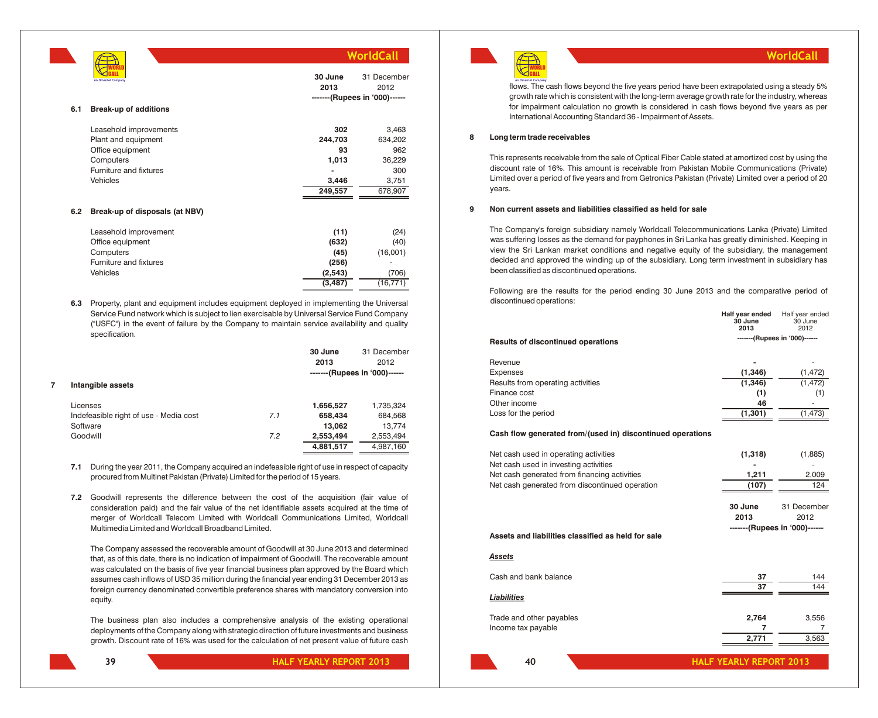| | 30 June 2013 | 31 December 2012 |
|---|---|---|
| | -------(Rupees in '000)------ | |
| **6.1 Break-up of additions** | | |
| Leasehold improvements | **302** | 3,463 |
| Plant and equipment | **244,703** | 634,202 |
| Office equipment | **93** | 962 |
| Computers | **1,013** | 36,229 |
| Furniture and fixtures | **-** | 300 |
| Vehicles | **3,446** | 3,751 |
| | **249,557** | 678,907 |
| **6.2 Break-up of disposals (at NBV)** | | |
| Leasehold improvement | **(11)** | (24) |
| Office equipment | **(632)** | (40) |
| Computers | **(45)** | (16,001) |
| Furniture and fixtures | **(256)** | - |
| Vehicles | **(2,543)** | (706) |
| | **(3,487)** | (16,771) |

**6.3** Property, plant and equipment includes equipment deployed in implementing the Universal Service Fund network which is subject to lien exercisable by Universal Service Fund Company ("USFC") in the event of failure by the Company to maintain service availability and quality specification.

## 7 Intangible assets

| | | 30 June 2013 | 31 December 2012 |
|---|---|---|---|
| | | -------(Rupees in '000)------ | |
| Licenses | | **1,656,527** | 1,735,324 |
| Indefeasible right of use - Media cost | 7.1 | **658,434** | 684,568 |
| Software | | **13,062** | 13,774 |
| Goodwill | 7.2 | **2,553,494** | 2,553,494 |
| | | **4,881,517** | 4,987,160 |

**7.1** During the year 2011, the Company acquired an indefeasible right of use in respect of capacity procured from Multinet Pakistan (Private) Limited for the period of 15 years.

**7.2** Goodwill represents the difference between the cost of the acquisition (fair value of consideration paid) and the fair value of the net identifiable assets acquired at the time of merger of Worldcall Telecom Limited with Worldcall Communications Limited, Worldcall Multimedia Limited and Worldcall Broadband Limited.

The Company assessed the recoverable amount of Goodwill at 30 June 2013 and determined that, as of this date, there is no indication of impairment of Goodwill. The recoverable amount was calculated on the basis of five year financial business plan approved by the Board which assumes cash inflows of USD 35 million during the financial year ending 31 December 2013 as foreign currency denominated convertible preference shares with mandatory conversion into equity.

The business plan also includes a comprehensive analysis of the existing operational deployments of the Company along with strategic direction of future investments and business growth. Discount rate of 16% was used for the calculation of net present value of future cash flows. The cash flows beyond the five years period have been extrapolated using a steady 5% growth rate which is consistent with the long-term average growth rate for the industry, whereas for impairment calculation no growth is considered in cash flows beyond five years as per International Accounting Standard 36 - Impairment of Assets.

## 8 Long term trade receivables

This represents receivable from the sale of Optical Fiber Cable stated at amortized cost by using the discount rate of 16%. This amount is receivable from Pakistan Mobile Communications (Private) Limited over a period of five years and from Getronics Pakistan (Private) Limited over a period of 20 years.

## 9 Non current assets and liabilities classified as held for sale

The Company's foreign subsidiary namely Worldcall Telecommunications Lanka (Private) Limited was suffering losses as the demand for payphones in Sri Lanka has greatly diminished. Keeping in view the Sri Lankan market conditions and negative equity of the subsidiary, the management decided and approved the winding up of the subsidiary. Long term investment in subsidiary has been classified as discontinued operations.

Following are the results for the period ending 30 June 2013 and the comparative period of discontinued operations:

| | Half year ended 30 June 2013 | Half year ended 30 June 2012 |
|---|---|---|
| **Results of discontinued operations** | -------(Rupees in '000)------ | |
| Revenue | **-** | - |
| Expenses | **(1,346)** | (1,472) |
| Results from operating activities | **(1,346)** | (1,472) |
| Finance cost | **(1)** | (1) |
| Other income | **46** | - |
| Loss for the period | **(1,301)** | (1,473) |
| **Cash flow generated from/(used in) discontinued operations** | | |
| Net cash used in operating activities | **(1,318)** | (1,885) |
| Net cash used in investing activities | **-** | - |
| Net cash generated from financing activities | **1,211** | 2,009 |
| Net cash generated from discontinued operation | **(107)** | 124 |

| | 30 June 2013 | 31 December 2012 |
|---|---|---|
| **Assets and liabilities classified as held for sale** | -------(Rupees in '000)------ | |
| ***Assets*** | | |
| Cash and bank balance | **37** | 144 |
| | **37** | 144 |
| ***Liabilities*** | | |
| Trade and other payables | **2,764** | 3,556 |
| Income tax payable | **7** | 7 |
| | **2,771** | 3,563 |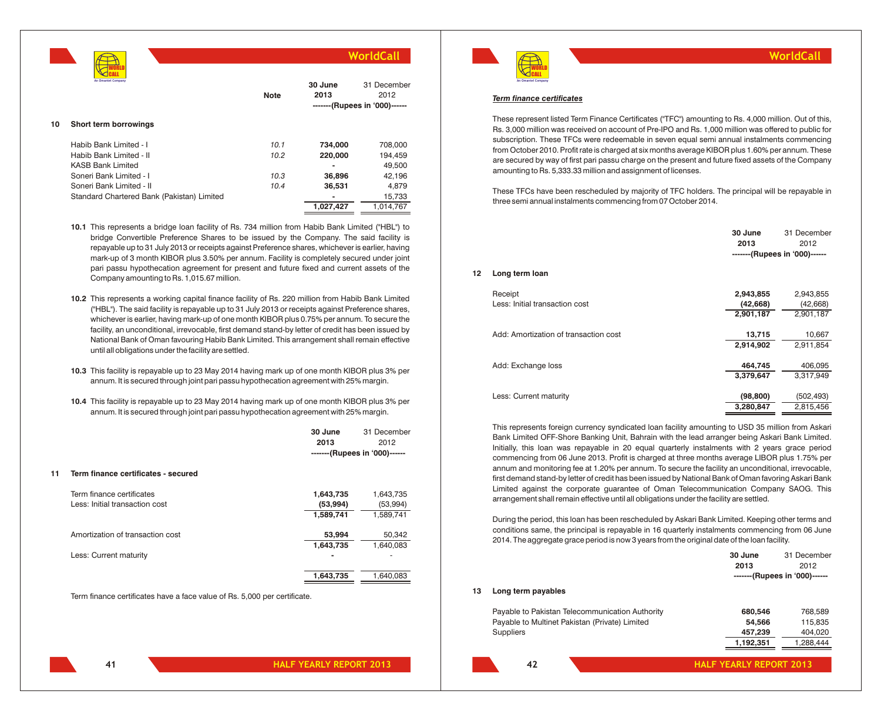| | Note | 30 June 2013 | 31 December 2012 |
|---|---|---|---|
| | | -------(Rupees in '000)------ | |

## 10 Short term borrowings

| | Note | 30 June 2013 | 31 December 2012 |
|---|---|---|---|
| Habib Bank Limited - I | 10.1 | **734,000** | 708,000 |
| Habib Bank Limited - II | 10.2 | **220,000** | 194,459 |
| KASB Bank Limited | | **-** | 49,500 |
| Soneri Bank Limited - I | 10.3 | **36,896** | 42,196 |
| Soneri Bank Limited - II | 10.4 | **36,531** | 4,879 |
| Standard Chartered Bank (Pakistan) Limited | | **-** | 15,733 |
| | | **1,027,427** | 1,014,767 |

**10.1** This represents a bridge loan facility of Rs. 734 million from Habib Bank Limited ("HBL") to bridge Convertible Preference Shares to be issued by the Company. The said facility is repayable up to 31 July 2013 or receipts against Preference shares, whichever is earlier, having mark-up of 3 month KIBOR plus 3.50% per annum. Facility is completely secured under joint pari passu hypothecation agreement for present and future fixed and current assets of the Company amounting to Rs. 1,015.67 million.

**10.2** This represents a working capital finance facility of Rs. 220 million from Habib Bank Limited ("HBL"). The said facility is repayable up to 31 July 2013 or receipts against Preference shares, whichever is earlier, having mark-up of one month KIBOR plus 0.75% per annum. To secure the facility, an unconditional, irrevocable, first demand stand-by letter of credit has been issued by National Bank of Oman favouring Habib Bank Limited. This arrangement shall remain effective until all obligations under the facility are settled.

**10.3** This facility is repayable up to 23 May 2014 having mark up of one month KIBOR plus 3% per annum. It is secured through joint pari passu hypothecation agreement with 25% margin.

**10.4** This facility is repayable up to 23 May 2014 having mark up of one month KIBOR plus 3% per annum. It is secured through joint pari passu hypothecation agreement with 25% margin.

## 11 Term finance certificates - secured

| | 30 June 2013 | 31 December 2012 |
|---|---|---|
| | -------(Rupees in '000)------ | |
| Term finance certificates | **1,643,735** | 1,643,735 |
| Less: Initial transaction cost | **(53,994)** | (53,994) |
| | **1,589,741** | 1,589,741 |
| Amortization of transaction cost | **53,994** | 50,342 |
| | **1,643,735** | 1,640,083 |
| Less: Current maturity | **-** | - |
| | **1,643,735** | 1,640,083 |

Term finance certificates have a face value of Rs. 5,000 per certificate.

***Term finance certificates***

These represent listed Term Finance Certificates ("TFC") amounting to Rs. 4,000 million. Out of this, Rs. 3,000 million was received on account of Pre-IPO and Rs. 1,000 million was offered to public for subscription. These TFCs were redeemable in seven equal semi annual instalments commencing from October 2010. Profit rate is charged at six months average KIBOR plus 1.60% per annum. These are secured by way of first pari passu charge on the present and future fixed assets of the Company amounting to Rs. 5,333.33 million and assignment of licenses.

These TFCs have been rescheduled by majority of TFC holders. The principal will be repayable in three semi annual instalments commencing from 07 October 2014.

## 12 Long term loan

| | 30 June 2013 | 31 December 2012 |
|---|---|---|
| | -------(Rupees in '000)------ | |
| Receipt | **2,943,855** | 2,943,855 |
| Less: Initial transaction cost | **(42,668)** | (42,668) |
| | **2,901,187** | 2,901,187 |
| Add: Amortization of transaction cost | **13,715** | 10,667 |
| | **2,914,902** | 2,911,854 |
| Add: Exchange loss | **464,745** | 406,095 |
| | **3,379,647** | 3,317,949 |
| Less: Current maturity | **(98,800)** | (502,493) |
| | **3,280,847** | 2,815,456 |

This represents foreign currency syndicated loan facility amounting to USD 35 million from Askari Bank Limited OFF-Shore Banking Unit, Bahrain with the lead arranger being Askari Bank Limited. Initially, this loan was repayable in 20 equal quarterly instalments with 2 years grace period commencing from 06 June 2013. Profit is charged at three months average LIBOR plus 1.75% per annum and monitoring fee at 1.20% per annum. To secure the facility an unconditional, irrevocable, first demand stand-by letter of credit has been issued by National Bank of Oman favoring Askari Bank Limited against the corporate guarantee of Oman Telecommunication Company SAOG. This arrangement shall remain effective until all obligations under the facility are settled.

During the period, this loan has been rescheduled by Askari Bank Limited. Keeping other terms and conditions same, the principal is repayable in 16 quarterly instalments commencing from 06 June 2014. The aggregate grace period is now 3 years from the original date of the loan facility.

## 13 Long term payables

| | 30 June 2013 | 31 December 2012 |
|---|---|---|
| | -------(Rupees in '000)------ | |
| Payable to Pakistan Telecommunication Authority | **680,546** | 768,589 |
| Payable to Multinet Pakistan (Private) Limited | **54,566** | 115,835 |
| Suppliers | **457,239** | 404,020 |
| | **1,192,351** | 1,288,444 |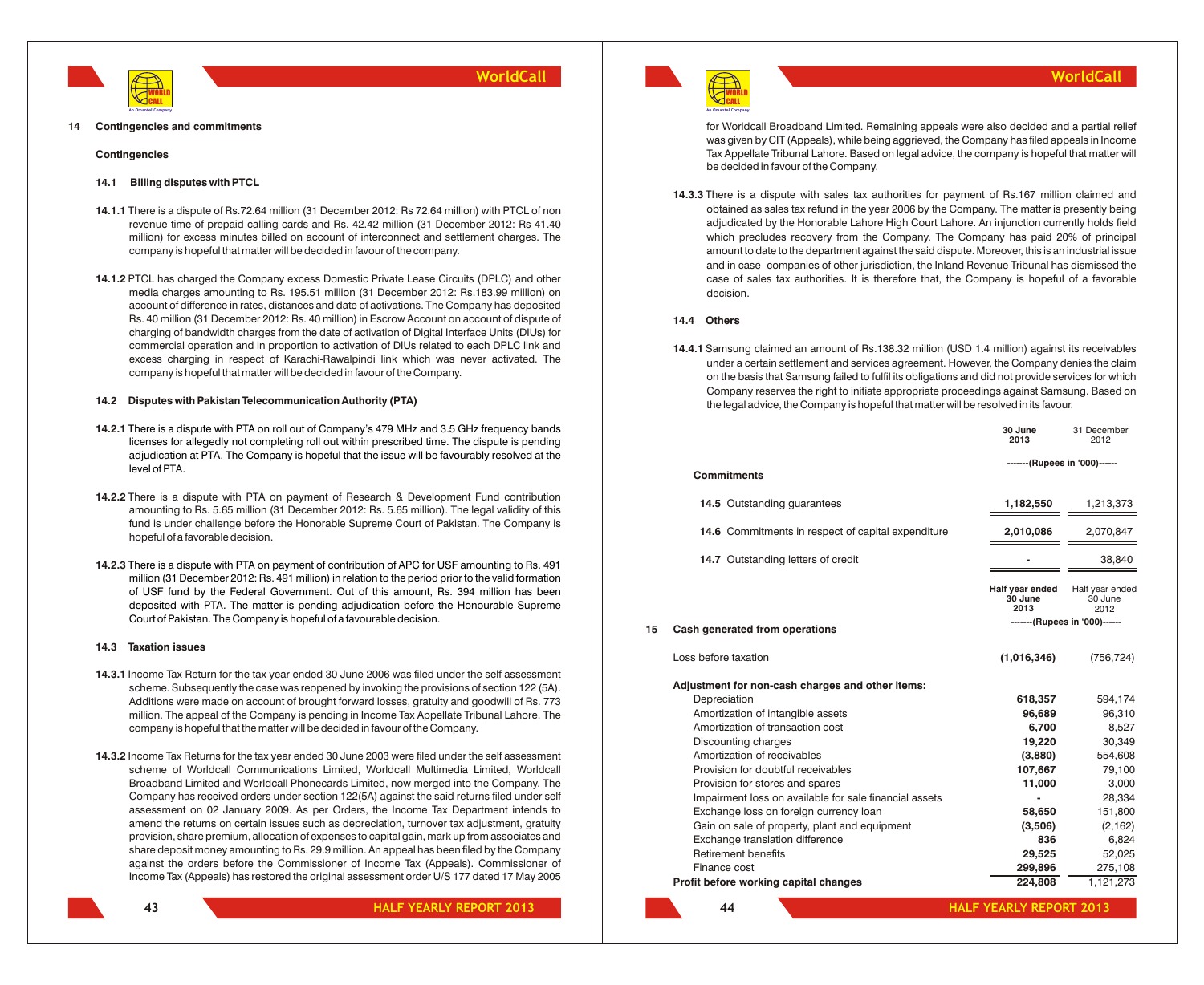## 14 Contingencies and commitments

### Contingencies

#### 14.1 Billing disputes with PTCL

**14.1.1** There is a dispute of Rs.72.64 million (31 December 2012: Rs 72.64 million) with PTCL of non revenue time of prepaid calling cards and Rs. 42.42 million (31 December 2012: Rs 41.40 million) for excess minutes billed on account of interconnect and settlement charges. The company is hopeful that matter will be decided in favour of the company.

**14.1.2** PTCL has charged the Company excess Domestic Private Lease Circuits (DPLC) and other media charges amounting to Rs. 195.51 million (31 December 2012: Rs.183.99 million) on account of difference in rates, distances and date of activations. The Company has deposited Rs. 40 million (31 December 2012: Rs. 40 million) in Escrow Account on account of dispute of charging of bandwidth charges from the date of activation of Digital Interface Units (DIUs) for commercial operation and in proportion to activation of DIUs related to each DPLC link and excess charging in respect of Karachi-Rawalpindi link which was never activated. The company is hopeful that matter will be decided in favour of the Company.

#### 14.2 Disputes with Pakistan Telecommunication Authority (PTA)

**14.2.1** There is a dispute with PTA on roll out of Company's 479 MHz and 3.5 GHz frequency bands licenses for allegedly not completing roll out within prescribed time. The dispute is pending adjudication at PTA. The Company is hopeful that the issue will be favourably resolved at the level of PTA.

**14.2.2** There is a dispute with PTA on payment of Research & Development Fund contribution amounting to Rs. 5.65 million (31 December 2012: Rs. 5.65 million). The legal validity of this fund is under challenge before the Honorable Supreme Court of Pakistan. The Company is hopeful of a favorable decision.

**14.2.3** There is a dispute with PTA on payment of contribution of APC for USF amounting to Rs. 491 million (31 December 2012: Rs. 491 million) in relation to the period prior to the valid formation of USF fund by the Federal Government. Out of this amount, Rs. 394 million has been deposited with PTA. The matter is pending adjudication before the Honourable Supreme Court of Pakistan. The Company is hopeful of a favourable decision.

#### 14.3 Taxation issues

**14.3.1** Income Tax Return for the tax year ended 30 June 2006 was filed under the self assessment scheme. Subsequently the case was reopened by invoking the provisions of section 122 (5A). Additions were made on account of brought forward losses, gratuity and goodwill of Rs. 773 million. The appeal of the Company is pending in Income Tax Appellate Tribunal Lahore. The company is hopeful that the matter will be decided in favour of the Company.

**14.3.2** Income Tax Returns for the tax year ended 30 June 2003 were filed under the self assessment scheme of Worldcall Communications Limited, Worldcall Multimedia Limited, Worldcall Broadband Limited and Worldcall Phonecards Limited, now merged into the Company. The Company has received orders under section 122(5A) against the said returns filed under self assessment on 02 January 2009. As per Orders, the Income Tax Department intends to amend the returns on certain issues such as depreciation, turnover tax adjustment, gratuity provision, share premium, allocation of expenses to capital gain, mark up from associates and share deposit money amounting to Rs. 29.9 million. An appeal has been filed by the Company against the orders before the Commissioner of Income Tax (Appeals). Commissioner of Income Tax (Appeals) has restored the original assessment order U/S 177 dated 17 May 2005 for Worldcall Broadband Limited. Remaining appeals were also decided and a partial relief was given by CIT (Appeals), while being aggrieved, the Company has filed appeals in Income Tax Appellate Tribunal Lahore. Based on legal advice, the company is hopeful that matter will be decided in favour of the Company.

**14.3.3** There is a dispute with sales tax authorities for payment of Rs.167 million claimed and obtained as sales tax refund in the year 2006 by the Company. The matter is presently being adjudicated by the Honorable Lahore High Court Lahore. An injunction currently holds field which precludes recovery from the Company. The Company has paid 20% of principal amount to date to the department against the said dispute. Moreover, this is an industrial issue and in case companies of other jurisdiction, the Inland Revenue Tribunal has dismissed the case of sales tax authorities. It is therefore that, the Company is hopeful of a favorable decision.

#### 14.4 Others

**14.4.1** Samsung claimed an amount of Rs.138.32 million (USD 1.4 million) against its receivables under a certain settlement and services agreement. However, the Company denies the claim on the basis that Samsung failed to fulfil its obligations and did not provide services for which Company reserves the right to initiate appropriate proceedings against Samsung. Based on the legal advice, the Company is hopeful that matter will be resolved in its favour.

| | 30 June 2013 | 31 December 2012 |
|---|---|---|
| | -------(Rupees in '000)------ | |
| **Commitments** | | |
| 14.5 Outstanding guarantees | 1,182,550 | 1,213,373 |
| 14.6 Commitments in respect of capital expenditure | 2,010,086 | 2,070,847 |
| 14.7 Outstanding letters of credit | - | 38,840 |

## 15 Cash generated from operations

| | Half year ended 30 June 2013 | Half year ended 30 June 2012 |
|---|---|---|
| | -------(Rupees in '000)------ | |
| Loss before taxation | (1,016,346) | (756,724) |
| **Adjustment for non-cash charges and other items:** | | |
| Depreciation | 618,357 | 594,174 |
| Amortization of intangible assets | 96,689 | 96,310 |
| Amortization of transaction cost | 6,700 | 8,527 |
| Discounting charges | 19,220 | 30,349 |
| Amortization of receivables | (3,880) | 554,608 |
| Provision for doubtful receivables | 107,667 | 79,100 |
| Provision for stores and spares | 11,000 | 3,000 |
| Impairment loss on available for sale financial assets | - | 28,334 |
| Exchange loss on foreign currency loan | 58,650 | 151,800 |
| Gain on sale of property, plant and equipment | (3,506) | (2,162) |
| Exchange translation difference | 836 | 6,824 |
| Retirement benefits | 29,525 | 52,025 |
| Finance cost | 299,896 | 275,108 |
| **Profit before working capital changes** | 224,808 | 1,121,273 |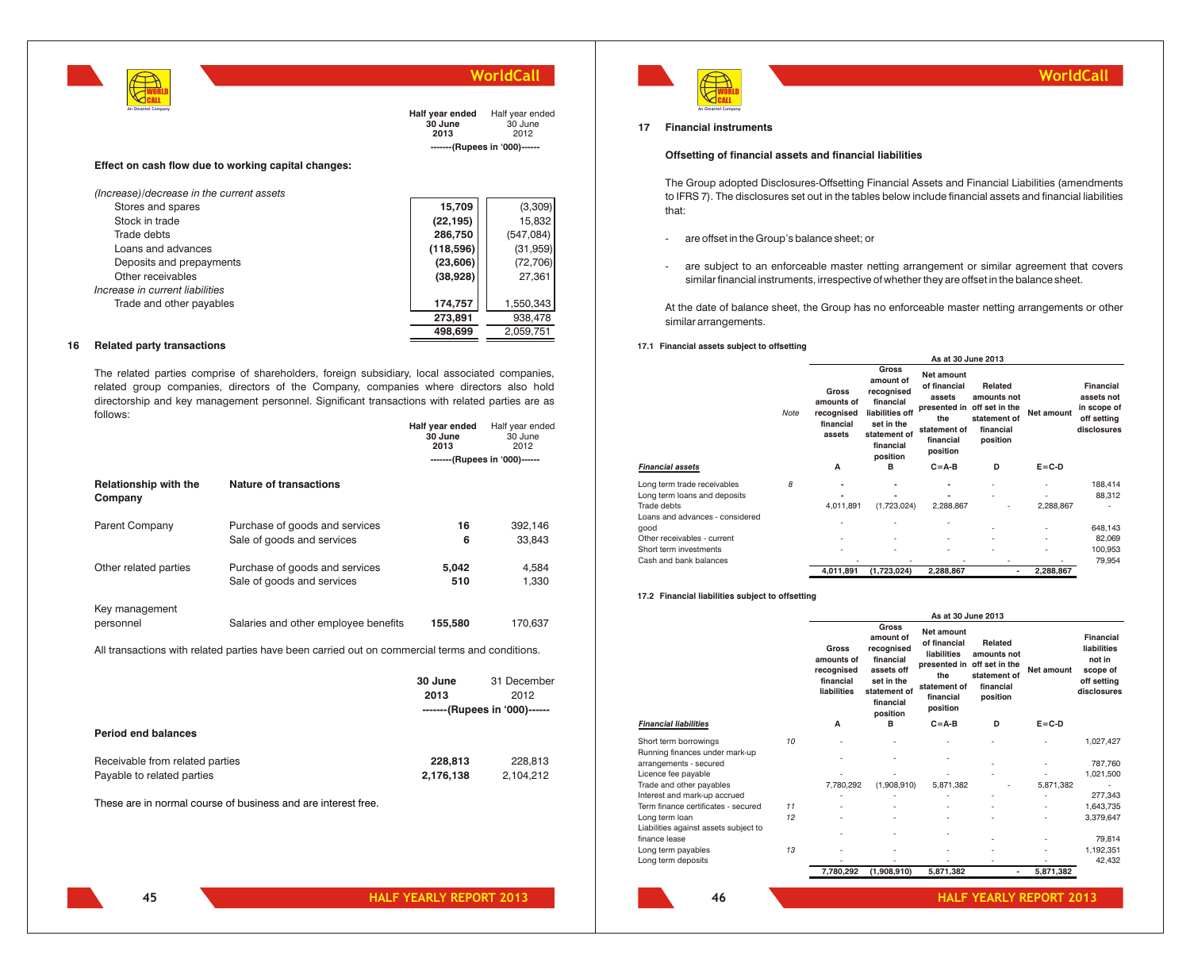| | Half year ended 30 June 2013 | Half year ended 30 June 2012 |
|---|---|---|
| | -------(Rupees in '000)------ | |
| **Effect on cash flow due to working capital changes:** | | |
| *(Increase)/decrease in the current assets* | | |
| Stores and spares | **15,709** | (3,309) |
| Stock in trade | **(22,195)** | 15,832 |
| Trade debts | **286,750** | (547,084) |
| Loans and advances | **(118,596)** | (31,959) |
| Deposits and prepayments | **(23,606)** | (72,706) |
| Other receivables | **(38,928)** | 27,361 |
| *Increase in current liabilities* | | |
| Trade and other payables | **174,757** | 1,550,343 |
| | **273,891** | 938,478 |
| | **498,699** | 2,059,751 |

## 16 Related party transactions

The related parties comprise of shareholders, foreign subsidiary, local associated companies, related group companies, directors of the Company, companies where directors also hold directorship and key management personnel. Significant transactions with related parties are as follows:

| Relationship with the Company | Nature of transactions | Half year ended 30 June 2013 | Half year ended 30 June 2012 |
|---|---|---|---|
| | | -------(Rupees in '000)------ | |
| Parent Company | Purchase of goods and services | **16** | 392,146 |
| | Sale of goods and services | **6** | 33,843 |
| Other related parties | Purchase of goods and services | **5,042** | 4,584 |
| | Sale of goods and services | **510** | 1,330 |
| Key management personnel | Salaries and other employee benefits | **155,580** | 170,637 |

All transactions with related parties have been carried out on commercial terms and conditions.

| | 30 June 2013 | 31 December 2012 |
|---|---|---|
| | -------(Rupees in '000)------ | |
| **Period end balances** | | |
| Receivable from related parties | **228,813** | 228,813 |
| Payable to related parties | **2,176,138** | 2,104,212 |

These are in normal course of business and are interest free.

## 17 Financial instruments

### Offsetting of financial assets and financial liabilities

The Group adopted Disclosures-Offsetting Financial Assets and Financial Liabilities (amendments to IFRS 7). The disclosures set out in the tables below include financial assets and financial liabilities that:

- are offset in the Group's balance sheet; or
- are subject to an enforceable master netting arrangement or similar agreement that covers similar financial instruments, irrespective of whether they are offset in the balance sheet.

At the date of balance sheet, the Group has no enforceable master netting arrangements or other similar arrangements.

#### 17.1 Financial assets subject to offsetting

| | | As at 30 June 2013 | | | | | |
|---|---|---|---|---|---|---|---|
| *Financial assets* | Note | Gross amounts of recognised financial assets<br>A | Gross amount of recognised financial liabilities off set in the statement of financial position<br>B | Net amount of financial assets presented in the statement of financial position<br>C=A-B | Related amounts not off set in the statement of financial position<br>D | Net amount<br>E=C-D | Financial assets not in scope of off setting disclosures |
| Long term trade receivables | 8 | - | - | - | - | - | 188,414 |
| Long term loans and deposits | | - | - | - | - | - | 88,312 |
| Trade debts | | 4,011,891 | (1,723,024) | 2,288,867 | - | 2,288,867 | - |
| Loans and advances - considered good | | - | - | - | - | - | 648,143 |
| Other receivables - current | | - | - | - | - | - | 82,069 |
| Short term investments | | - | - | - | - | - | 100,953 |
| Cash and bank balances | | - | - | - | - | - | 79,954 |
| | | 4,011,891 | (1,723,024) | 2,288,867 | - | 2,288,867 | |

#### 17.2 Financial liabilities subject to offsetting

| | | As at 30 June 2013 | | | | | |
|---|---|---|---|---|---|---|---|
| *Financial liabilities* | Note | Gross amounts of recognised financial liabilities<br>A | Gross amount of recognised financial assets off set in the statement of financial position<br>B | Net amount of financial liabilities presented in the statement of financial position<br>C=A-B | Related amounts not off set in the statement of financial position<br>D | Net amount<br>E=C-D | Financial liabilities not in scope of off setting disclosures |
| Short term borrowings | 10 | - | - | - | - | - | 1,027,427 |
| Running finances under mark-up arrangements - secured | | - | - | - | - | - | 787,760 |
| Licence fee payable | | - | - | - | - | - | 1,021,500 |
| Trade and other payables | | 7,780,292 | (1,908,910) | 5,871,382 | - | 5,871,382 | - |
| Interest and mark-up accrued | | - | - | - | - | - | 277,343 |
| Term finance certificates - secured | 11 | - | - | - | - | - | 1,643,735 |
| Long term loan | 12 | - | - | - | - | - | 3,379,647 |
| Liabilities against assets subject to finance lease | | - | - | - | - | - | 79,814 |
| Long term payables | 13 | - | - | - | - | - | 1,192,351 |
| Long term deposits | | - | - | - | - | - | 42,432 |
| | | 7,780,292 | (1,908,910) | 5,871,382 | - | 5,871,382 | |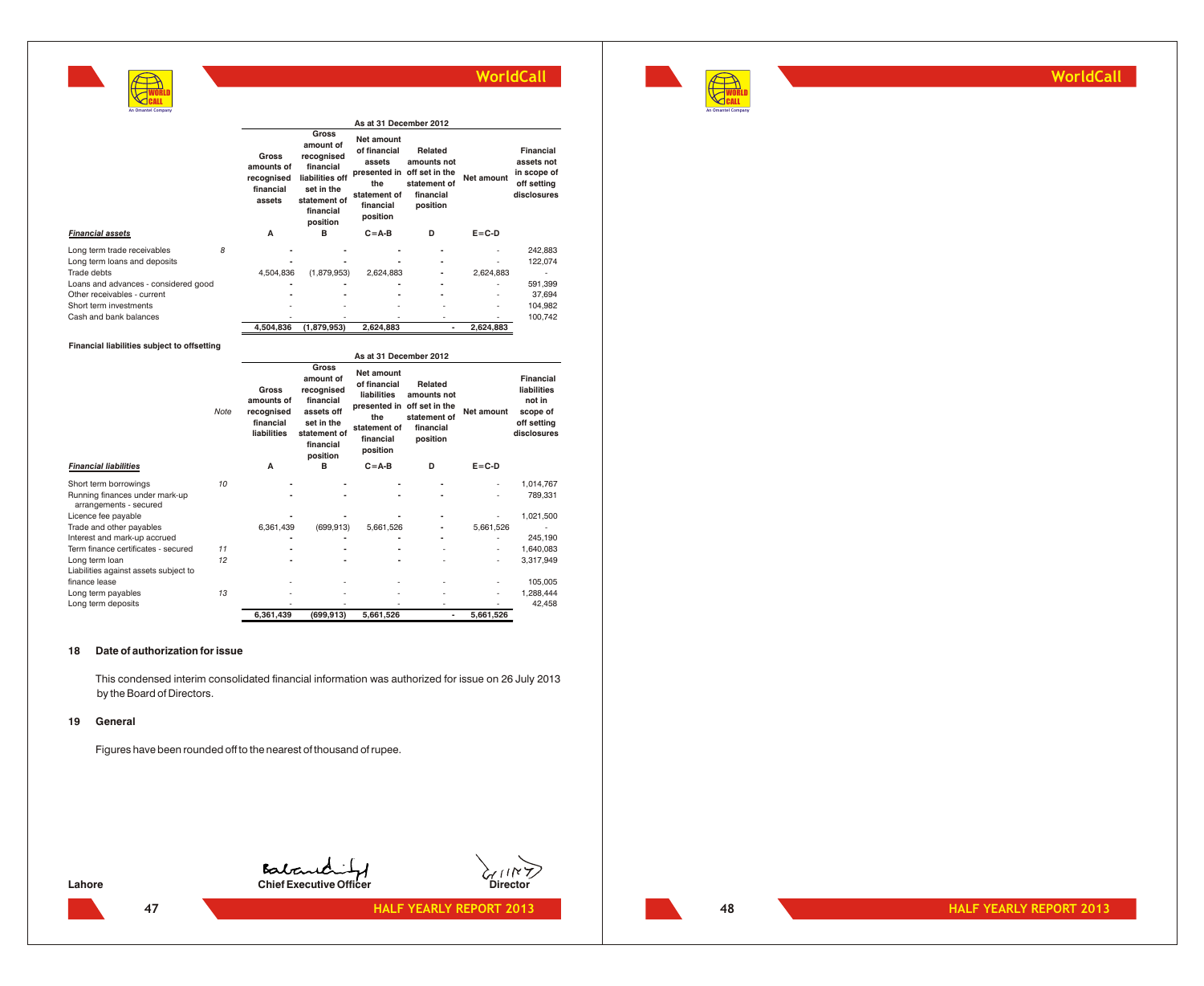| Financial assets | | Gross amounts of recognised financial assets | Gross amount of recognised financial liabilities off set in the statement of financial position | Net amount of financial assets presented in the statement of financial position | Related amounts not off set in the statement of financial position | Net amount | Financial assets not in scope of off setting disclosures |
|---|---|---|---|---|---|---|---|
| | | As at 31 December 2012 | | | | | |
| | | A | B | C=A-B | D | E=C-D | |
| Long term trade receivables | 8 | - | - | - | - | - | 242,883 |
| Long term loans and deposits | | - | - | - | - | - | 122,074 |
| Trade debts | | 4,504,836 | (1,879,953) | 2,624,883 | - | 2,624,883 | - |
| Loans and advances - considered good | | - | - | - | - | - | 591,399 |
| Other receivables - current | | - | - | - | - | - | 37,694 |
| Short term investments | | - | - | - | - | - | 104,982 |
| Cash and bank balances | | - | - | - | - | - | 100,742 |
| | | **4,504,836** | **(1,879,953)** | **2,624,883** | **-** | **2,624,883** | |

**Financial liabilities subject to offsetting**

| Financial liabilities | Note | Gross amounts of recognised financial liabilities | Gross amount of recognised financial assets off set in the statement of financial position | Net amount of financial liabilities presented in the statement of financial position | Related amounts not off set in the statement of financial position | Net amount | Financial liabilities not in scope of off setting disclosures |
|---|---|---|---|---|---|---|---|
| | | As at 31 December 2012 | | | | | |
| | | A | B | C=A-B | D | E=C-D | |
| Short term borrowings | 10 | - | - | - | - | - | 1,014,767 |
| Running finances under mark-up arrangements - secured | | - | - | - | - | - | 789,331 |
| Licence fee payable | | - | - | - | - | - | 1,021,500 |
| Trade and other payables | | 6,361,439 | (699,913) | 5,661,526 | - | 5,661,526 | - |
| Interest and mark-up accrued | | - | - | - | - | - | 245,190 |
| Term finance certificates - secured | 11 | - | - | - | - | - | 1,640,083 |
| Long term loan | 12 | - | - | - | - | - | 3,317,949 |
| Liabilities against assets subject to finance lease | | - | - | - | - | - | 105,005 |
| Long term payables | 13 | - | - | - | - | - | 1,288,444 |
| Long term deposits | | - | - | - | - | - | 42,458 |
| | | **6,361,439** | **(699,913)** | **5,661,526** | **-** | **5,661,526** | |

## 18 Date of authorization for issue

This condensed interim consolidated financial information was authorized for issue on 26 July 2013 by the Board of Directors.

## 19 General

Figures have been rounded off to the nearest of thousand of rupee.

Lahore

Chief Executive Officer

Director